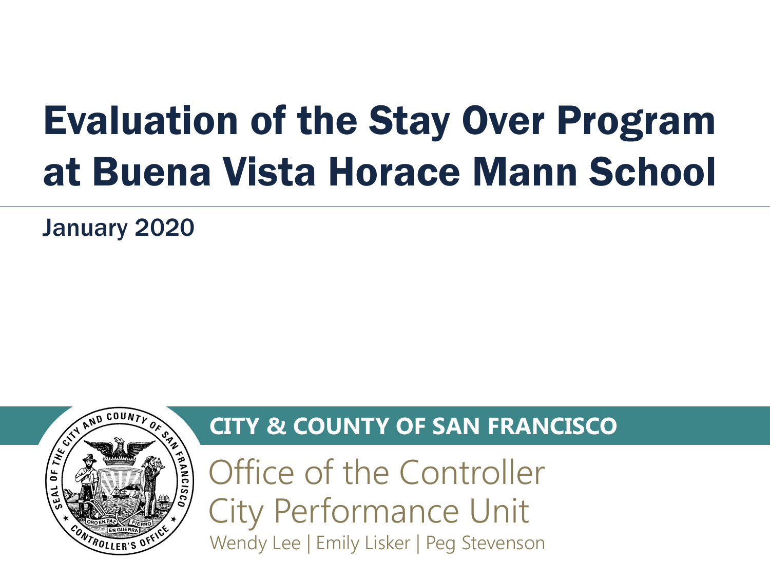# Evaluation of the Stay Over Program at Buena Vista Horace Mann School

January 2020

**CITY & COUNTY OF SAN FRANCISCO**

Office of the Controller
City Performance Unit

Wendy Lee | Emily Lisker | Peg Stevenson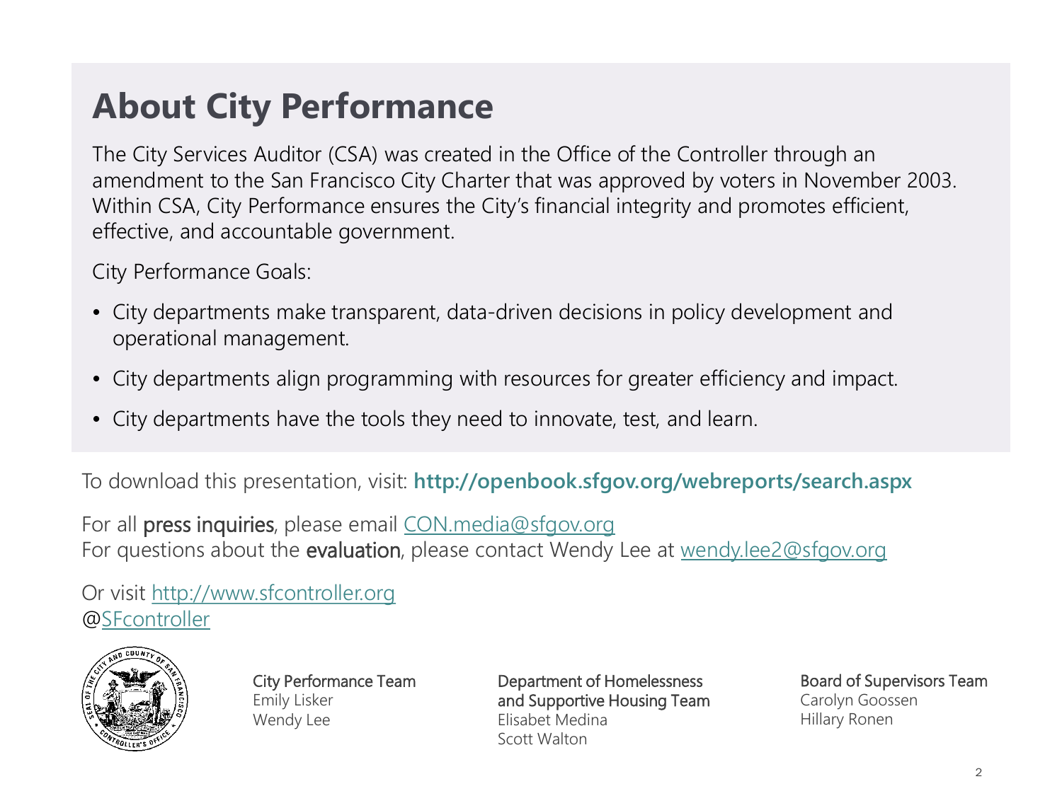# About City Performance

The City Services Auditor (CSA) was created in the Office of the Controller through an amendment to the San Francisco City Charter that was approved by voters in November 2003. Within CSA, City Performance ensures the City's financial integrity and promotes efficient, effective, and accountable government.

City Performance Goals:

- City departments make transparent, data-driven decisions in policy development and operational management.
- City departments align programming with resources for greater efficiency and impact.
- City departments have the tools they need to innovate, test, and learn.

To download this presentation, visit: **http://openbook.sfgov.org/webreports/search.aspx**

For all press inquiries, please email CON.media@sfgov.org
For questions about the evaluation, please contact Wendy Lee at wendy.lee2@sfgov.org

Or visit http://www.sfcontroller.org
@SFcontroller

**City Performance Team**
Emily Lisker
Wendy Lee

**Department of Homelessness and Supportive Housing Team**
Elisabet Medina
Scott Walton

**Board of Supervisors Team**
Carolyn Goossen
Hillary Ronen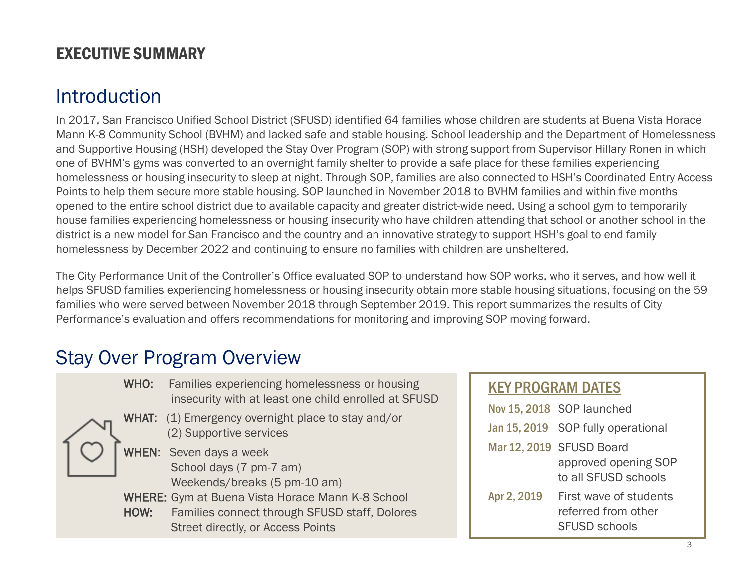# EXECUTIVE SUMMARY

## Introduction

In 2017, San Francisco Unified School District (SFUSD) identified 64 families whose children are students at Buena Vista Horace Mann K-8 Community School (BVHM) and lacked safe and stable housing. School leadership and the Department of Homelessness and Supportive Housing (HSH) developed the Stay Over Program (SOP) with strong support from Supervisor Hillary Ronen in which one of BVHM's gyms was converted to an overnight family shelter to provide a safe place for these families experiencing homelessness or housing insecurity to sleep at night. Through SOP, families are also connected to HSH's Coordinated Entry Access Points to help them secure more stable housing. SOP launched in November 2018 to BVHM families and within five months opened to the entire school district due to available capacity and greater district-wide need. Using a school gym to temporarily house families experiencing homelessness or housing insecurity who have children attending that school or another school in the district is a new model for San Francisco and the country and an innovative strategy to support HSH's goal to end family homelessness by December 2022 and continuing to ensure no families with children are unsheltered.

The City Performance Unit of the Controller's Office evaluated SOP to understand how SOP works, who it serves, and how well it helps SFUSD families experiencing homelessness or housing insecurity obtain more stable housing situations, focusing on the 59 families who were served between November 2018 through September 2019. This report summarizes the results of City Performance's evaluation and offers recommendations for monitoring and improving SOP moving forward.

## Stay Over Program Overview

**WHO:** Families experiencing homelessness or housing insecurity with at least one child enrolled at SFUSD

**WHAT:** (1) Emergency overnight place to stay and/or (2) Supportive services

**WHEN:** Seven days a week
School days (7 pm-7 am)
Weekends/breaks (5 pm-10 am)

**WHERE:** Gym at Buena Vista Horace Mann K-8 School

**HOW:** Families connect through SFUSD staff, Dolores Street directly, or Access Points

### KEY PROGRAM DATES

| Date | Event |
|---|---|
| Nov 15, 2018 | SOP launched |
| Jan 15, 2019 | SOP fully operational |
| Mar 12, 2019 | SFUSD Board approved opening SOP to all SFUSD schools |
| Apr 2, 2019 | First wave of students referred from other SFUSD schools |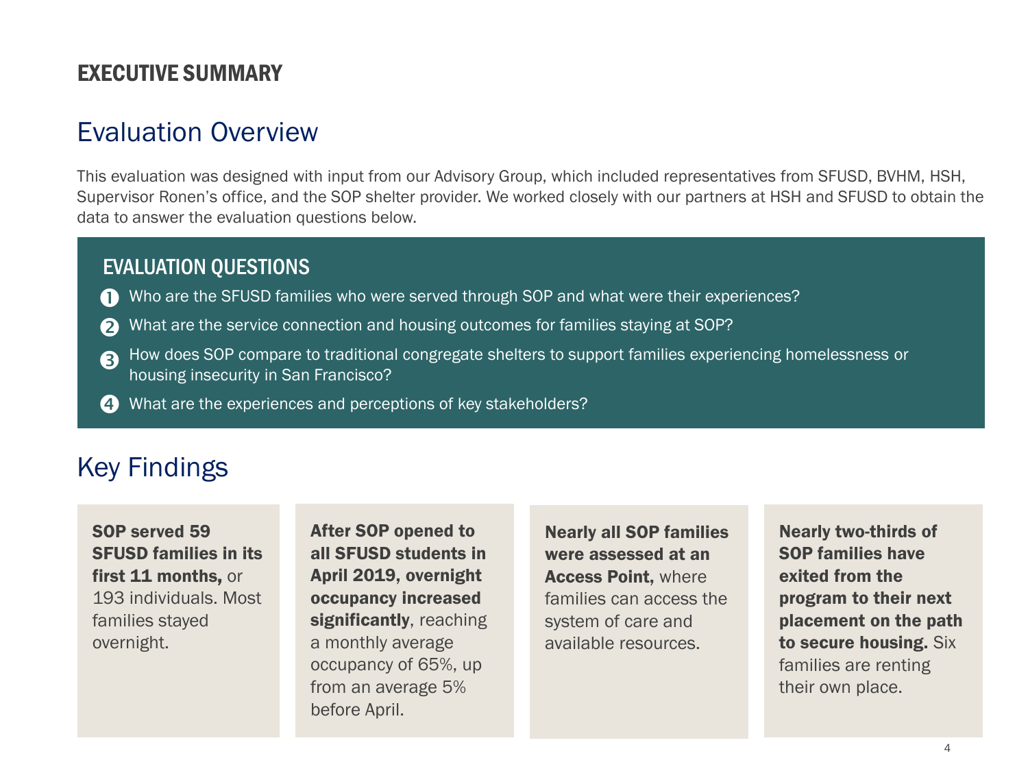# EXECUTIVE SUMMARY

## Evaluation Overview

This evaluation was designed with input from our Advisory Group, which included representatives from SFUSD, BVHM, HSH, Supervisor Ronen's office, and the SOP shelter provider. We worked closely with our partners at HSH and SFUSD to obtain the data to answer the evaluation questions below.

### EVALUATION QUESTIONS

1. Who are the SFUSD families who were served through SOP and what were their experiences?
2. What are the service connection and housing outcomes for families staying at SOP?
3. How does SOP compare to traditional congregate shelters to support families experiencing homelessness or housing insecurity in San Francisco?
4. What are the experiences and perceptions of key stakeholders?

## Key Findings

**SOP served 59 SFUSD families in its first 11 months,** or 193 individuals. Most families stayed overnight.

**After SOP opened to all SFUSD students in April 2019, overnight occupancy increased significantly**, reaching a monthly average occupancy of 65%, up from an average 5% before April.

**Nearly all SOP families were assessed at an Access Point,** where families can access the system of care and available resources.

**Nearly two-thirds of SOP families have exited from the program to their next placement on the path to secure housing.** Six families are renting their own place.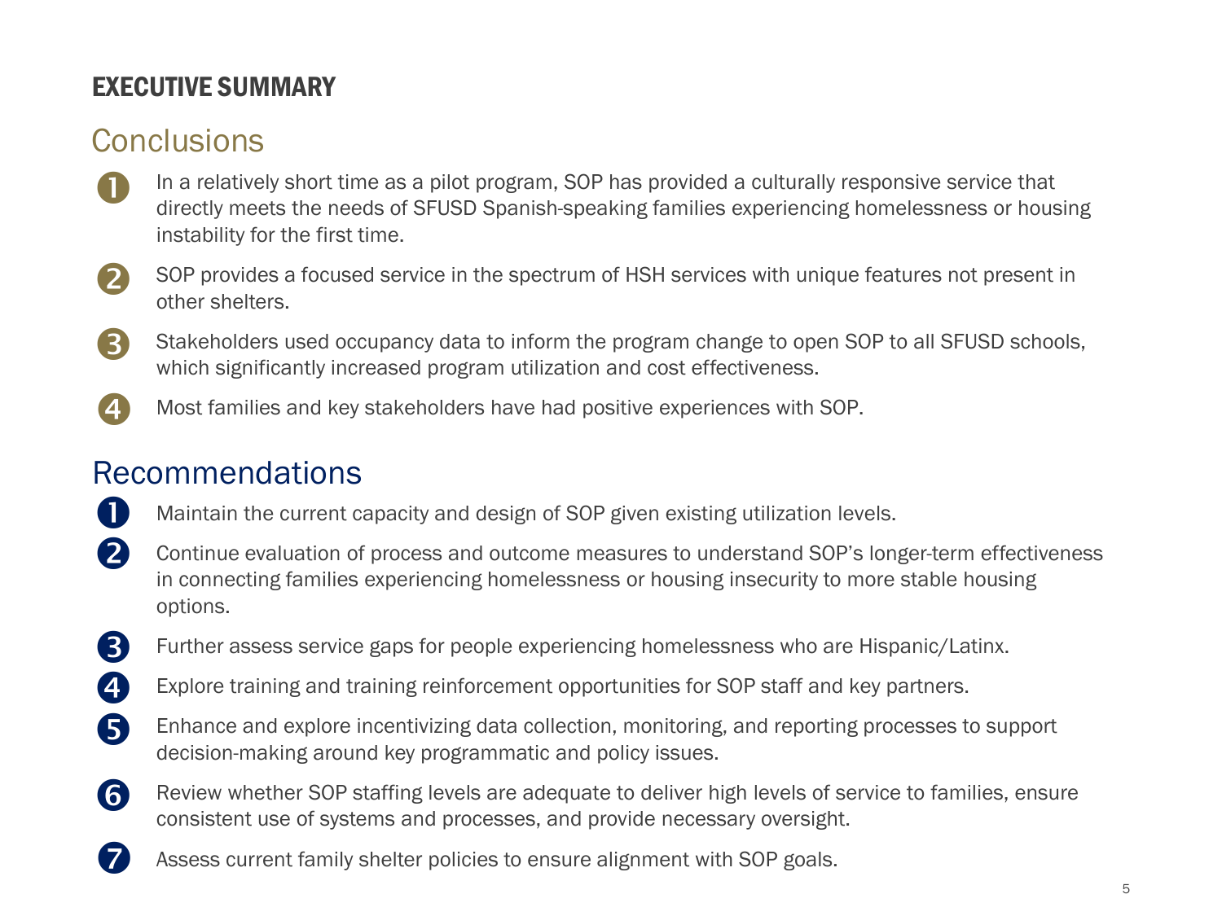# EXECUTIVE SUMMARY

## Conclusions

1. In a relatively short time as a pilot program, SOP has provided a culturally responsive service that directly meets the needs of SFUSD Spanish-speaking families experiencing homelessness or housing instability for the first time.
2. SOP provides a focused service in the spectrum of HSH services with unique features not present in other shelters.
3. Stakeholders used occupancy data to inform the program change to open SOP to all SFUSD schools, which significantly increased program utilization and cost effectiveness.
4. Most families and key stakeholders have had positive experiences with SOP.

## Recommendations

1. Maintain the current capacity and design of SOP given existing utilization levels.
2. Continue evaluation of process and outcome measures to understand SOP's longer-term effectiveness in connecting families experiencing homelessness or housing insecurity to more stable housing options.
3. Further assess service gaps for people experiencing homelessness who are Hispanic/Latinx.
4. Explore training and training reinforcement opportunities for SOP staff and key partners.
5. Enhance and explore incentivizing data collection, monitoring, and reporting processes to support decision-making around key programmatic and policy issues.
6. Review whether SOP staffing levels are adequate to deliver high levels of service to families, ensure consistent use of systems and processes, and provide necessary oversight.
7. Assess current family shelter policies to ensure alignment with SOP goals.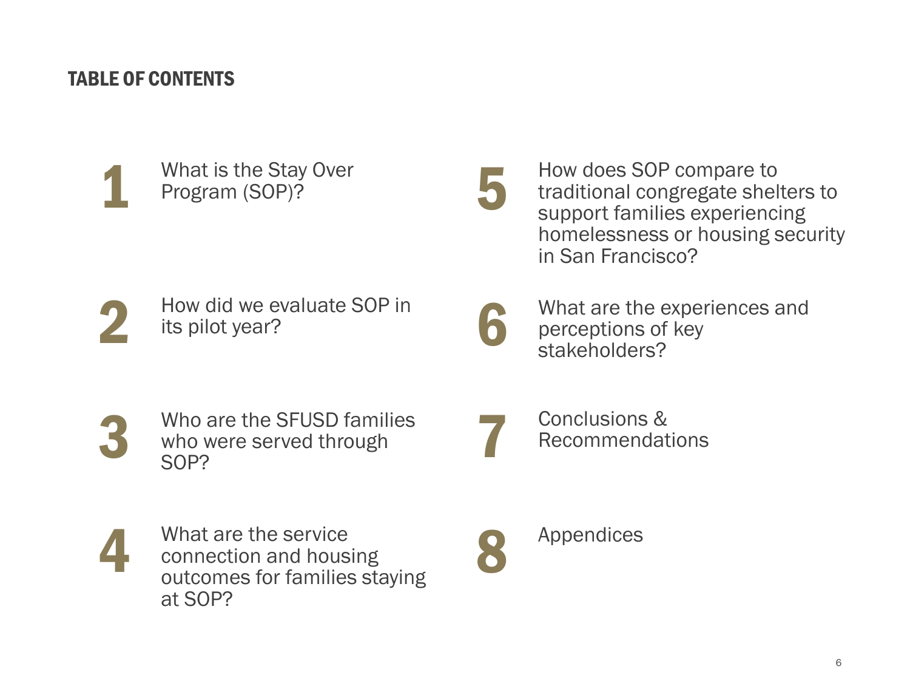## TABLE OF CONTENTS

1. What is the Stay Over Program (SOP)?
2. How did we evaluate SOP in its pilot year?
3. Who are the SFUSD families who were served through SOP?
4. What are the service connection and housing outcomes for families staying at SOP?
5. How does SOP compare to traditional congregate shelters to support families experiencing homelessness or housing security in San Francisco?
6. What are the experiences and perceptions of key stakeholders?
7. Conclusions & Recommendations
8. Appendices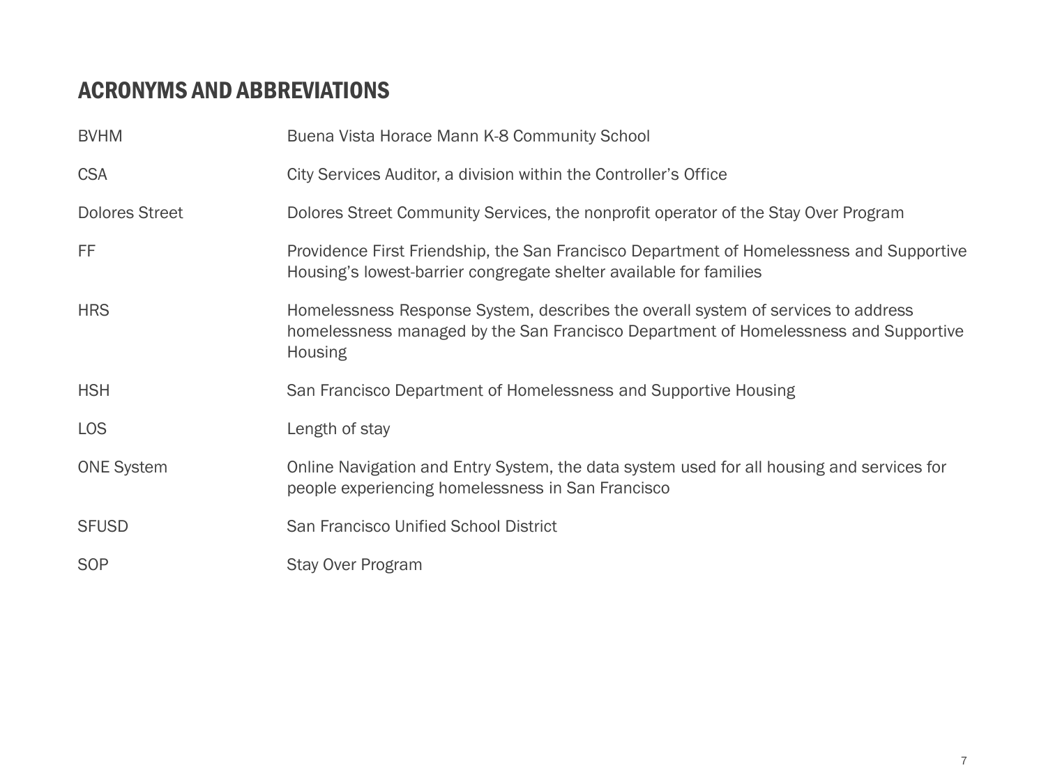## ACRONYMS AND ABBREVIATIONS

| Acronym | Definition |
|---|---|
| BVHM | Buena Vista Horace Mann K-8 Community School |
| CSA | City Services Auditor, a division within the Controller's Office |
| Dolores Street | Dolores Street Community Services, the nonprofit operator of the Stay Over Program |
| FF | Providence First Friendship, the San Francisco Department of Homelessness and Supportive Housing's lowest-barrier congregate shelter available for families |
| HRS | Homelessness Response System, describes the overall system of services to address homelessness managed by the San Francisco Department of Homelessness and Supportive Housing |
| HSH | San Francisco Department of Homelessness and Supportive Housing |
| LOS | Length of stay |
| ONE System | Online Navigation and Entry System, the data system used for all housing and services for people experiencing homelessness in San Francisco |
| SFUSD | San Francisco Unified School District |
| SOP | Stay Over Program |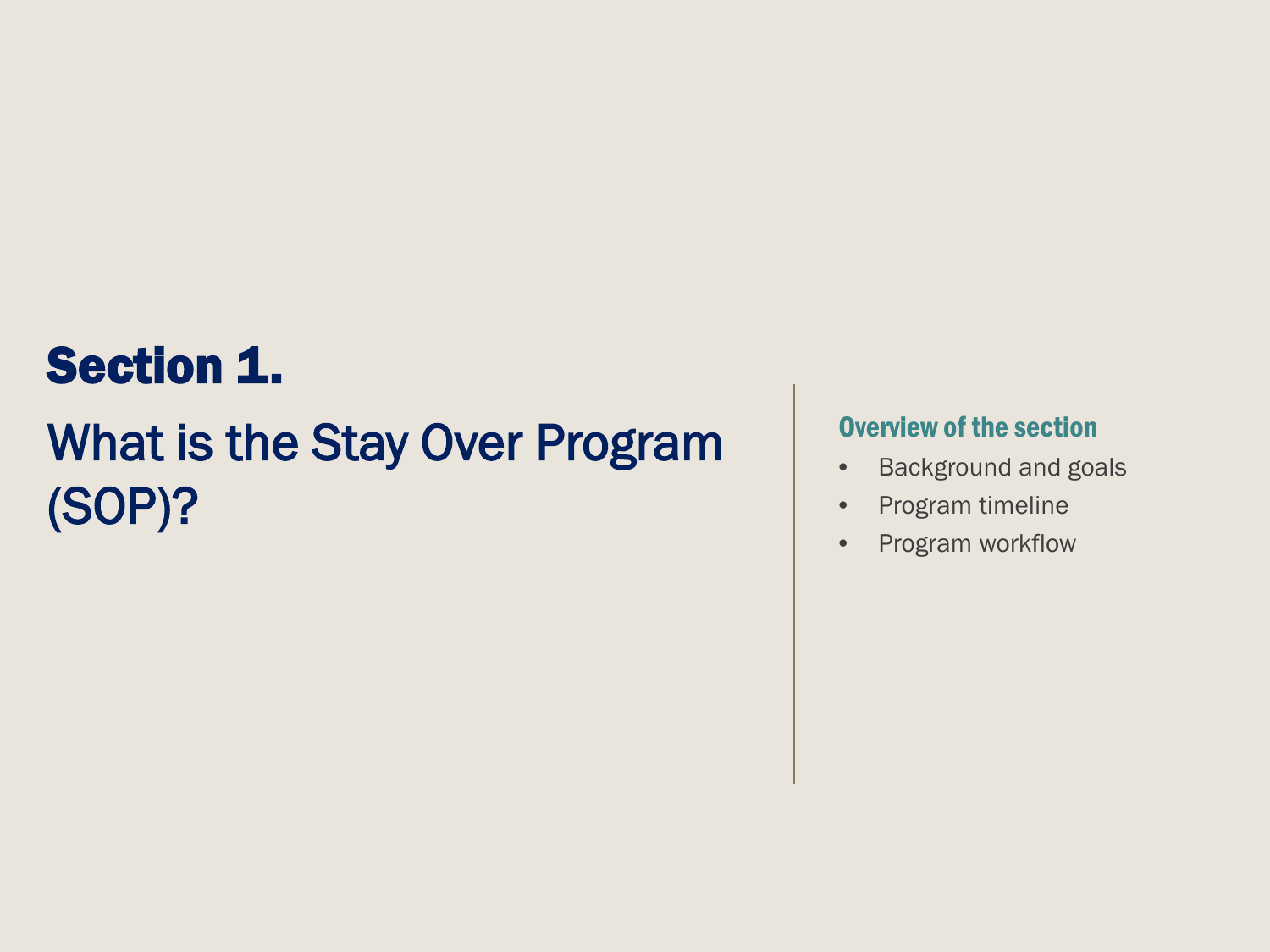# Section 1.

## What is the Stay Over Program (SOP)?

### Overview of the section

- Background and goals
- Program timeline
- Program workflow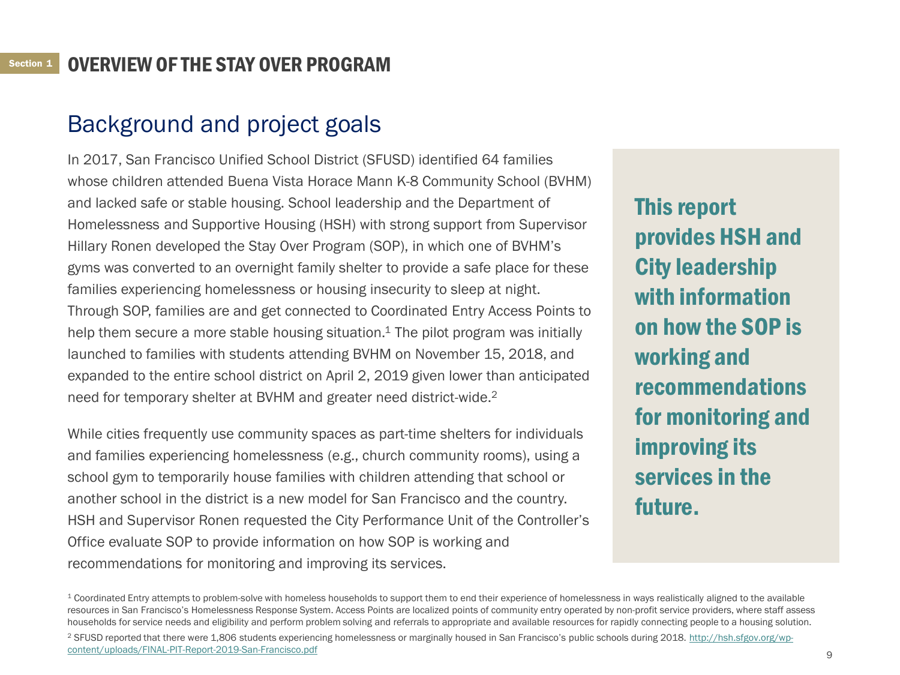Section 1 **OVERVIEW OF THE STAY OVER PROGRAM**

## Background and project goals

In 2017, San Francisco Unified School District (SFUSD) identified 64 families whose children attended Buena Vista Horace Mann K-8 Community School (BVHM) and lacked safe or stable housing. School leadership and the Department of Homelessness and Supportive Housing (HSH) with strong support from Supervisor Hillary Ronen developed the Stay Over Program (SOP), in which one of BVHM's gyms was converted to an overnight family shelter to provide a safe place for these families experiencing homelessness or housing insecurity to sleep at night. Through SOP, families are and get connected to Coordinated Entry Access Points to help them secure a more stable housing situation.[1] The pilot program was initially launched to families with students attending BVHM on November 15, 2018, and expanded to the entire school district on April 2, 2019 given lower than anticipated need for temporary shelter at BVHM and greater need district-wide.[2]

While cities frequently use community spaces as part-time shelters for individuals and families experiencing homelessness (e.g., church community rooms), using a school gym to temporarily house families with children attending that school or another school in the district is a new model for San Francisco and the country. HSH and Supervisor Ronen requested the City Performance Unit of the Controller's Office evaluate SOP to provide information on how SOP is working and recommendations for monitoring and improving its services.

**This report provides HSH and City leadership with information on how the SOP is working and recommendations for monitoring and improving its services in the future.**

[1] Coordinated Entry attempts to problem-solve with homeless households to support them to end their experience of homelessness in ways realistically aligned to the available resources in San Francisco's Homelessness Response System. Access Points are localized points of community entry operated by non-profit service providers, where staff assess households for service needs and eligibility and perform problem solving and referrals to appropriate and available resources for rapidly connecting people to a housing solution.

[2] SFUSD reported that there were 1,806 students experiencing homelessness or marginally housed in San Francisco's public schools during 2018. http://hsh.sfgov.org/wp-content/uploads/FINAL-PIT-Report-2019-San-Francisco.pdf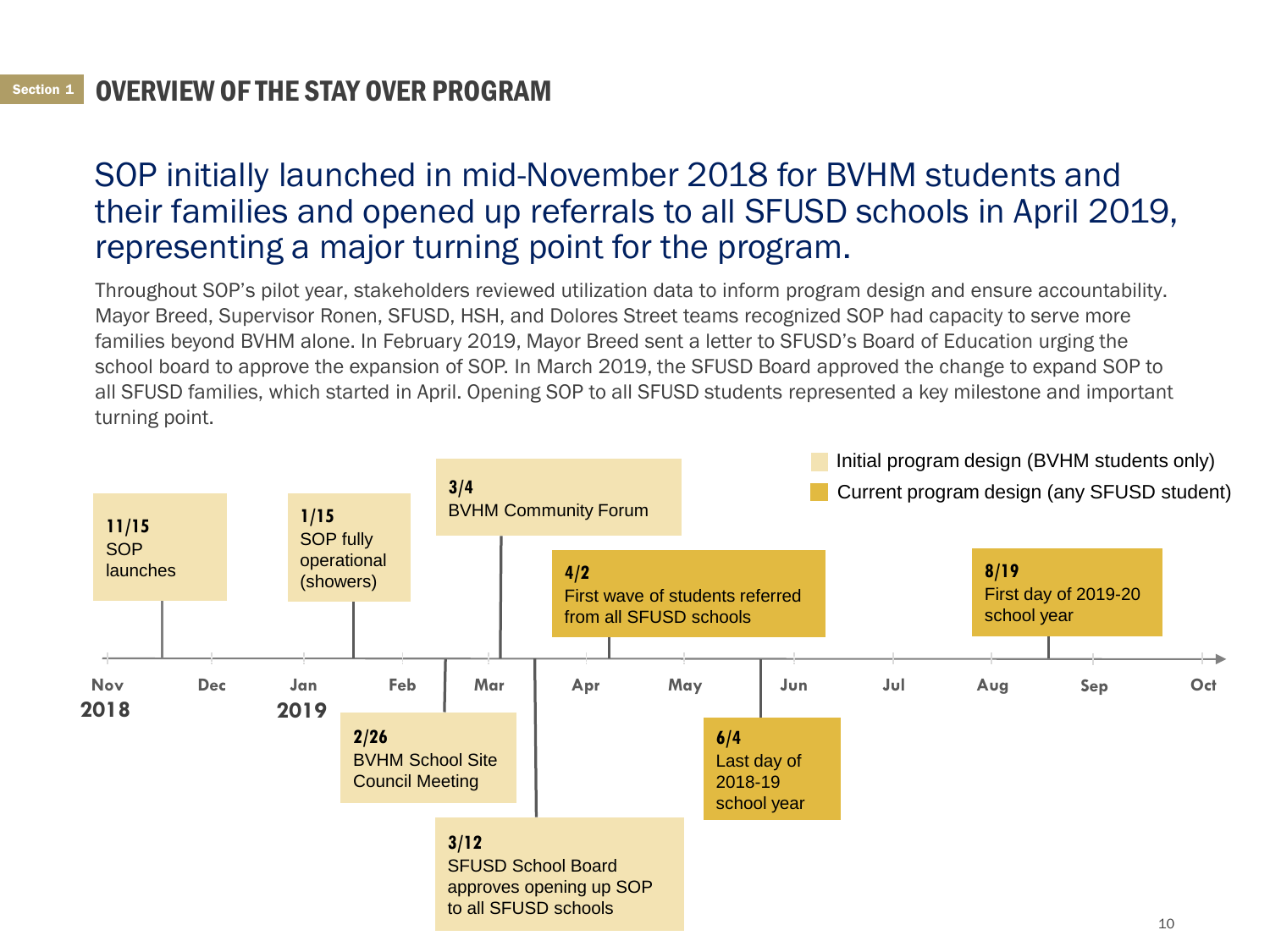Section 1

# OVERVIEW OF THE STAY OVER PROGRAM

## SOP initially launched in mid-November 2018 for BVHM students and their families and opened up referrals to all SFUSD schools in April 2019, representing a major turning point for the program.

Throughout SOP's pilot year, stakeholders reviewed utilization data to inform program design and ensure accountability. Mayor Breed, Supervisor Ronen, SFUSD, HSH, and Dolores Street teams recognized SOP had capacity to serve more families beyond BVHM alone. In February 2019, Mayor Breed sent a letter to SFUSD's Board of Education urging the school board to approve the expansion of SOP. In March 2019, the SFUSD Board approved the change to expand SOP to all SFUSD families, which started in April. Opening SOP to all SFUSD students represented a key milestone and important turning point.

Legend: Initial program design (BVHM students only); Current program design (any SFUSD student)

Timeline (Nov 2018 – Oct 2019):

Initial program design (BVHM students only):

- **11/15** SOP launches
- **1/15** SOP fully operational (showers)
- **2/26** BVHM School Site Council Meeting
- **3/4** BVHM Community Forum
- **3/12** SFUSD School Board approves opening up SOP to all SFUSD schools

Current program design (any SFUSD student):

- **4/2** First wave of students referred from all SFUSD schools
- **6/4** Last day of 2018-19 school year
- **8/19** First day of 2019-20 school year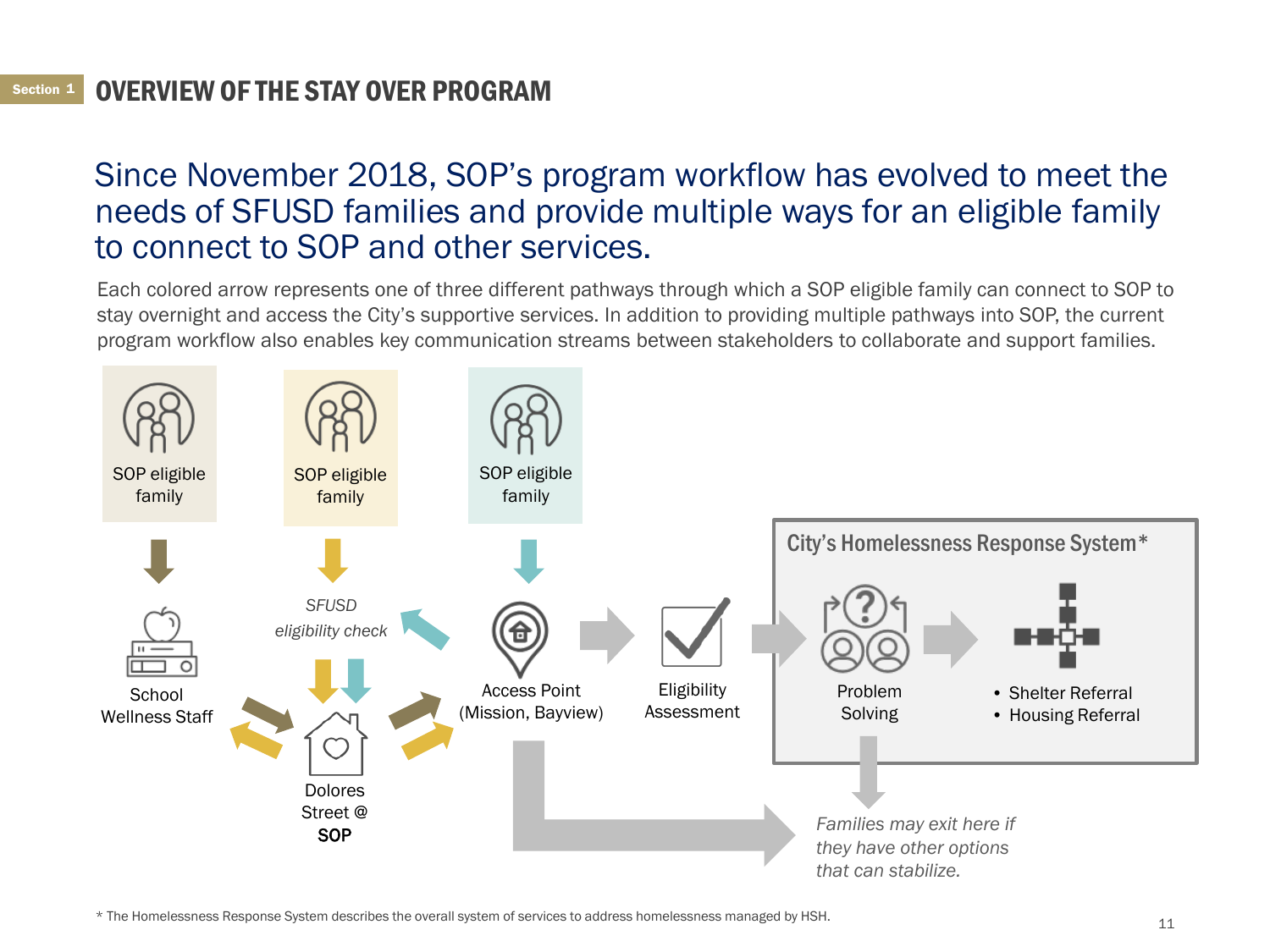Section 1

# OVERVIEW OF THE STAY OVER PROGRAM

## Since November 2018, SOP's program workflow has evolved to meet the needs of SFUSD families and provide multiple ways for an eligible family to connect to SOP and other services.

Each colored arrow represents one of three different pathways through which a SOP eligible family can connect to SOP to stay overnight and access the City's supportive services. In addition to providing multiple pathways into SOP, the current program workflow also enables key communication streams between stakeholders to collaborate and support families.

SOP eligible family

SOP eligible family

SOP eligible family

School Wellness Staff

*SFUSD eligibility check*

Dolores Street @ **SOP**

Access Point (Mission, Bayview)

Eligibility Assessment

**City's Homelessness Response System***

Problem Solving

- Shelter Referral
- Housing Referral

*Families may exit here if they have other options that can stabilize.*

* The Homelessness Response System describes the overall system of services to address homelessness managed by HSH.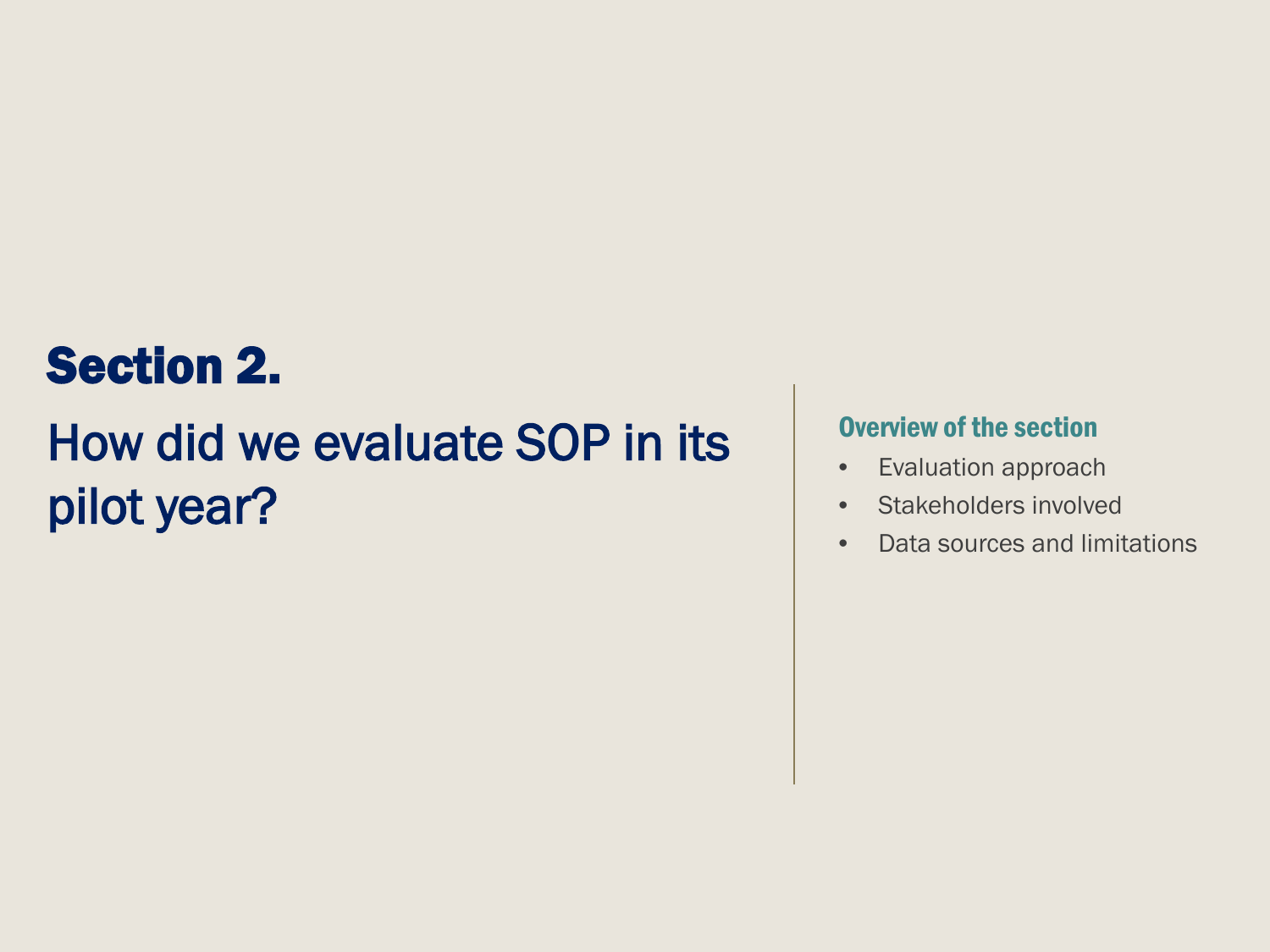# Section 2.

## How did we evaluate SOP in its pilot year?

### Overview of the section

- Evaluation approach
- Stakeholders involved
- Data sources and limitations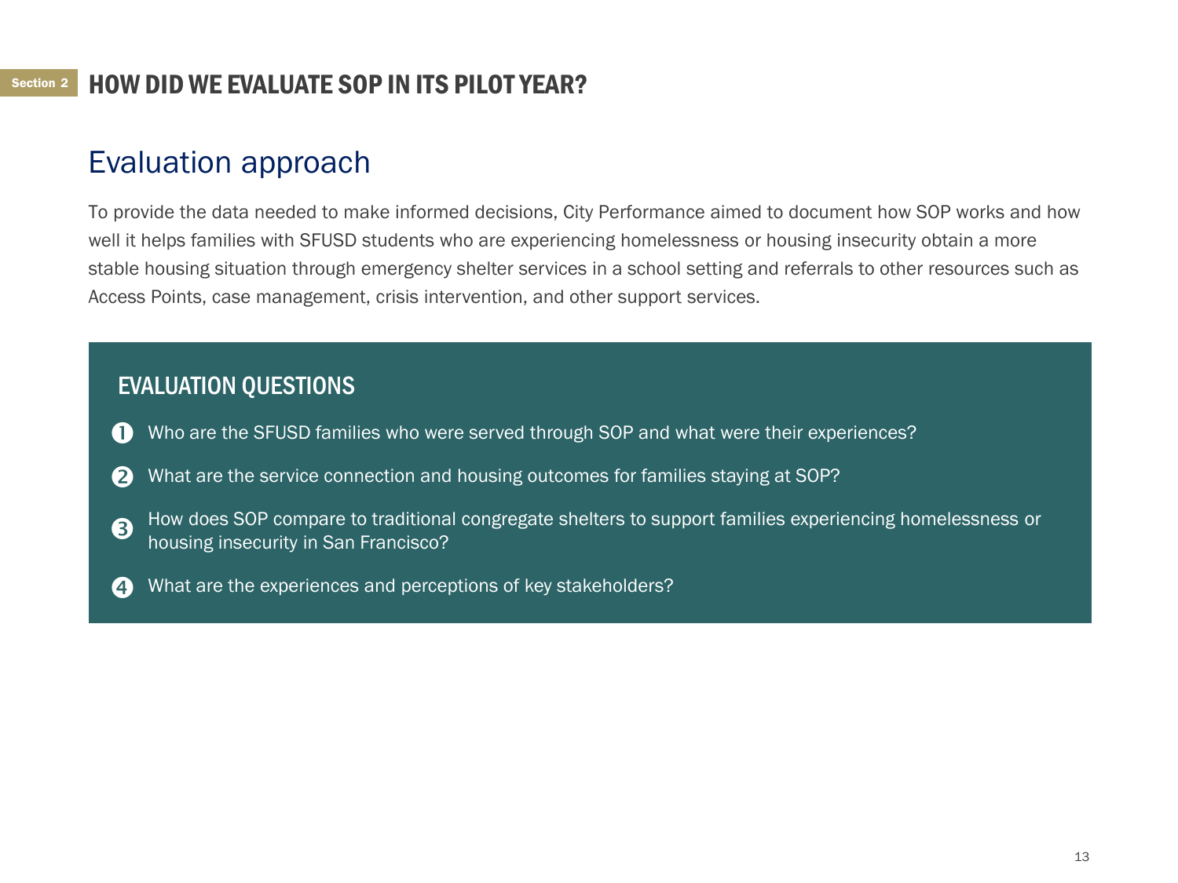Section 2

# HOW DID WE EVALUATE SOP IN ITS PILOT YEAR?

## Evaluation approach

To provide the data needed to make informed decisions, City Performance aimed to document how SOP works and how well it helps families with SFUSD students who are experiencing homelessness or housing insecurity obtain a more stable housing situation through emergency shelter services in a school setting and referrals to other resources such as Access Points, case management, crisis intervention, and other support services.

### EVALUATION QUESTIONS

1. Who are the SFUSD families who were served through SOP and what were their experiences?
2. What are the service connection and housing outcomes for families staying at SOP?
3. How does SOP compare to traditional congregate shelters to support families experiencing homelessness or housing insecurity in San Francisco?
4. What are the experiences and perceptions of key stakeholders?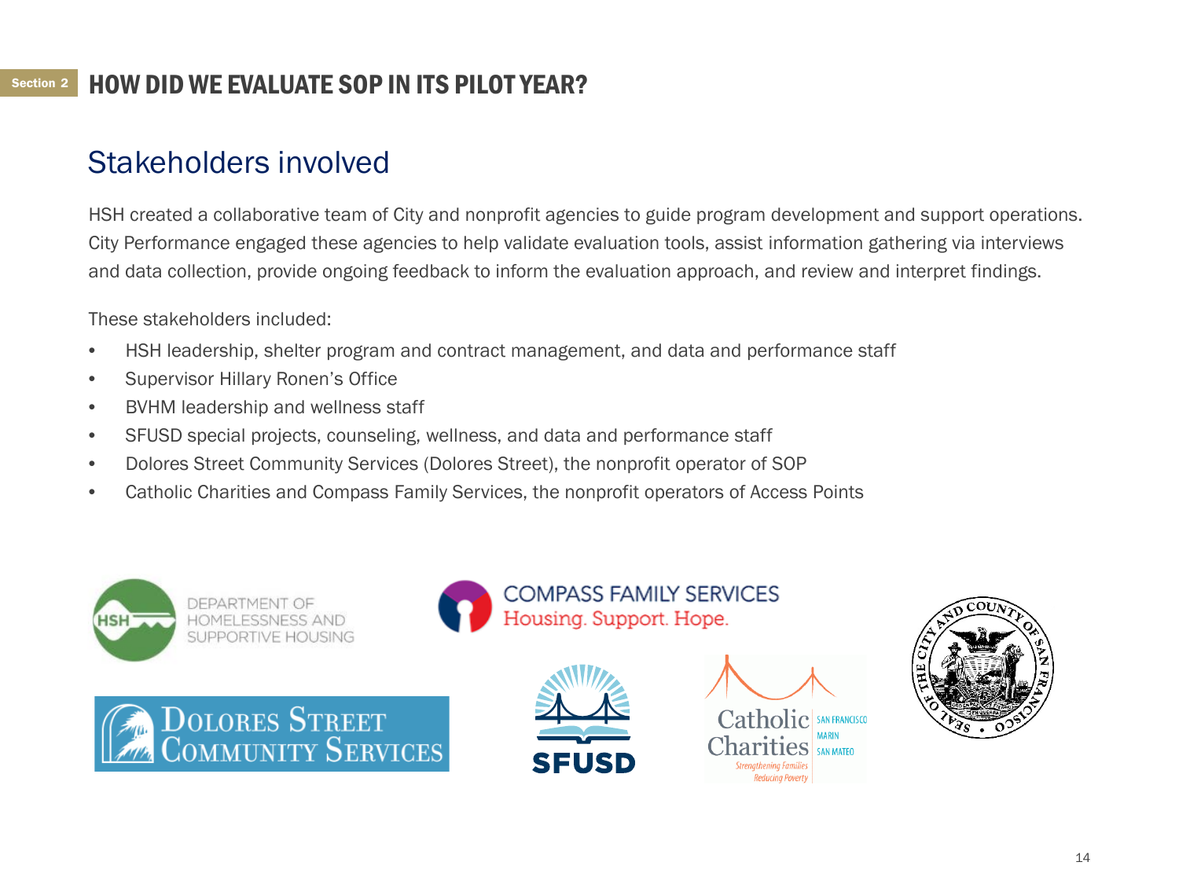Section 2

# HOW DID WE EVALUATE SOP IN ITS PILOT YEAR?

## Stakeholders involved

HSH created a collaborative team of City and nonprofit agencies to guide program development and support operations. City Performance engaged these agencies to help validate evaluation tools, assist information gathering via interviews and data collection, provide ongoing feedback to inform the evaluation approach, and review and interpret findings.

These stakeholders included:

- HSH leadership, shelter program and contract management, and data and performance staff
- Supervisor Hillary Ronen's Office
- BVHM leadership and wellness staff
- SFUSD special projects, counseling, wellness, and data and performance staff
- Dolores Street Community Services (Dolores Street), the nonprofit operator of SOP
- Catholic Charities and Compass Family Services, the nonprofit operators of Access Points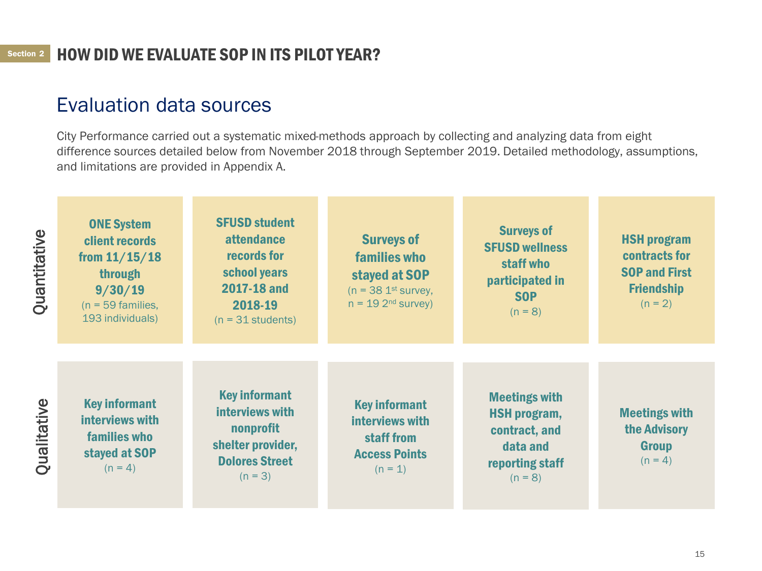Section 2 **HOW DID WE EVALUATE SOP IN ITS PILOT YEAR?**

## Evaluation data sources

City Performance carried out a systematic mixed-methods approach by collecting and analyzing data from eight difference sources detailed below from November 2018 through September 2019. Detailed methodology, assumptions, and limitations are provided in Appendix A.

| | | | | | |
|---|---|---|---|---|---|
| **Quantitative** | **ONE System client records from 11/15/18 through 9/30/19** (n = 59 families, 193 individuals) | **SFUSD student attendance records for school years 2017-18 and 2018-19** (n = 31 students) | **Surveys of families who stayed at SOP** (n = 38 1st survey, n = 19 2nd survey) | **Surveys of SFUSD wellness staff who participated in SOP** (n = 8) | **HSH program contracts for SOP and First Friendship** (n = 2) |
| **Qualitative** | **Key informant interviews with families who stayed at SOP** (n = 4) | **Key informant interviews with nonprofit shelter provider, Dolores Street** (n = 3) | **Key informant interviews with staff from Access Points** (n = 1) | **Meetings with HSH program, contract, and data and reporting staff** (n = 8) | **Meetings with the Advisory Group** (n = 4) |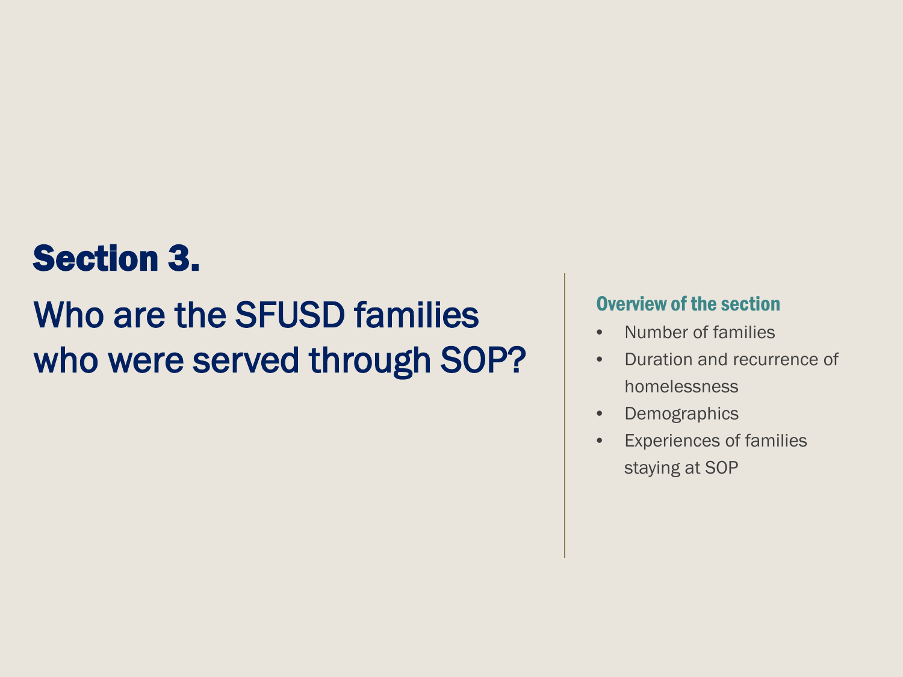# Section 3.

## Who are the SFUSD families who were served through SOP?

### Overview of the section

- Number of families
- Duration and recurrence of homelessness
- Demographics
- Experiences of families staying at SOP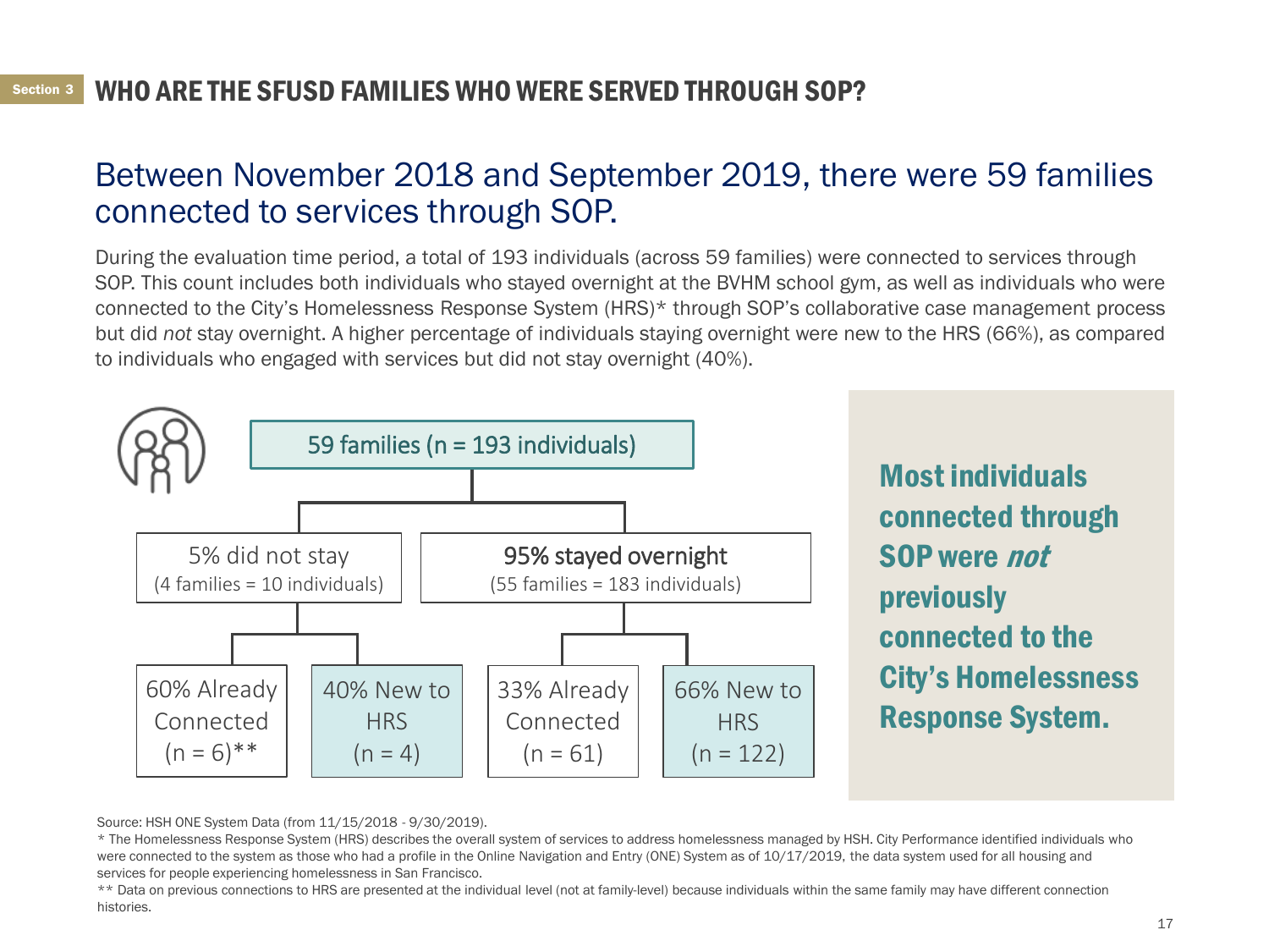## WHO ARE THE SFUSD FAMILIES WHO WERE SERVED THROUGH SOP?

# Between November 2018 and September 2019, there were 59 families connected to services through SOP.

During the evaluation time period, a total of 193 individuals (across 59 families) were connected to services through SOP. This count includes both individuals who stayed overnight at the BVHM school gym, as well as individuals who were connected to the City's Homelessness Response System (HRS)* through SOP's collaborative case management process but did *not* stay overnight. A higher percentage of individuals staying overnight were new to the HRS (66%), as compared to individuals who engaged with services but did not stay overnight (40%).

59 families (n = 193 individuals)

- 5% did not stay (4 families = 10 individuals)
  - 60% Already Connected (n = 6)**
  - 40% New to HRS (n = 4)
- 95% stayed overnight (55 families = 183 individuals)
  - 33% Already Connected (n = 61)
  - 66% New to HRS (n = 122)

**Most individuals connected through SOP were *not* previously connected to the City's Homelessness Response System.**

Source: HSH ONE System Data (from 11/15/2018 - 9/30/2019).

* The Homelessness Response System (HRS) describes the overall system of services to address homelessness managed by HSH. City Performance identified individuals who were connected to the system as those who had a profile in the Online Navigation and Entry (ONE) System as of 10/17/2019, the data system used for all housing and services for people experiencing homelessness in San Francisco.

** Data on previous connections to HRS are presented at the individual level (not at family-level) because individuals within the same family may have different connection histories.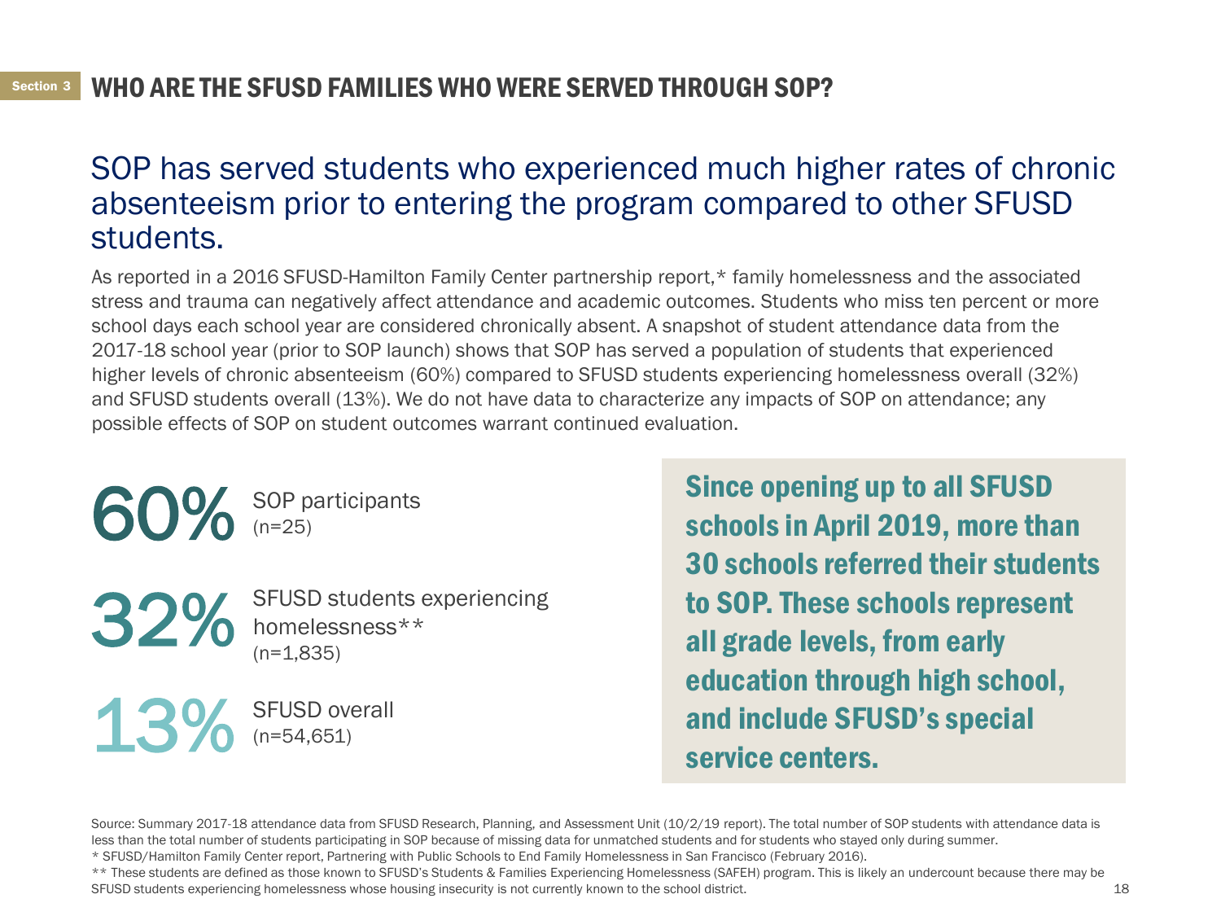Section 3

# WHO ARE THE SFUSD FAMILIES WHO WERE SERVED THROUGH SOP?

## SOP has served students who experienced much higher rates of chronic absenteeism prior to entering the program compared to other SFUSD students.

As reported in a 2016 SFUSD-Hamilton Family Center partnership report,* family homelessness and the associated stress and trauma can negatively affect attendance and academic outcomes. Students who miss ten percent or more school days each school year are considered chronically absent. A snapshot of student attendance data from the 2017-18 school year (prior to SOP launch) shows that SOP has served a population of students that experienced higher levels of chronic absenteeism (60%) compared to SFUSD students experiencing homelessness overall (32%) and SFUSD students overall (13%). We do not have data to characterize any impacts of SOP on attendance; any possible effects of SOP on student outcomes warrant continued evaluation.

**60%** SOP participants (n=25)

**32%** SFUSD students experiencing homelessness** (n=1,835)

**13%** SFUSD overall (n=54,651)

**Since opening up to all SFUSD schools in April 2019, more than 30 schools referred their students to SOP. These schools represent all grade levels, from early education through high school, and include SFUSD's special service centers.**

Source: Summary 2017-18 attendance data from SFUSD Research, Planning, and Assessment Unit (10/2/19 report). The total number of SOP students with attendance data is less than the total number of students participating in SOP because of missing data for unmatched students and for students who stayed only during summer.

* SFUSD/Hamilton Family Center report, Partnering with Public Schools to End Family Homelessness in San Francisco (February 2016).

** These students are defined as those known to SFUSD's Students & Families Experiencing Homelessness (SAFEH) program. This is likely an undercount because there may be SFUSD students experiencing homelessness whose housing insecurity is not currently known to the school district.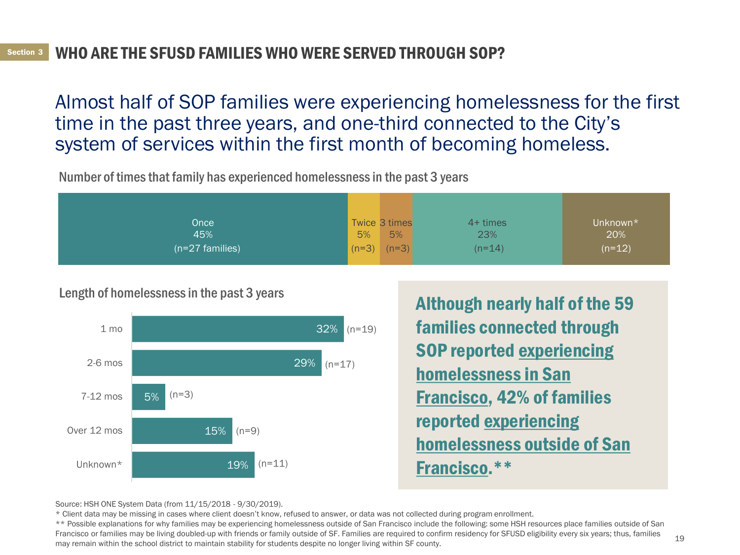Section 3

## WHO ARE THE SFUSD FAMILIES WHO WERE SERVED THROUGH SOP?

# Almost half of SOP families were experiencing homelessness for the first time in the past three years, and one-third connected to the City's system of services within the first month of becoming homeless.

**Number of times that family has experienced homelessness in the past 3 years**

| Once | Twice | 3 times | 4+ times | Unknown* |
|---|---|---|---|---|
| 45% (n=27 families) | 5% (n=3) | 5% (n=3) | 23% (n=14) | 20% (n=12) |

**Length of homelessness in the past 3 years**

| Length | % | n |
|---|---|---|
| 1 mo | 32% | (n=19) |
| 2-6 mos | 29% | (n=17) |
| 7-12 mos | 5% | (n=3) |
| Over 12 mos | 15% | (n=9) |
| Unknown* | 19% | (n=11) |

**Although nearly half of the 59 families connected through SOP reported experiencing homelessness in San Francisco, 42% of families reported experiencing homelessness outside of San Francisco.****

Source: HSH ONE System Data (from 11/15/2018 - 9/30/2019).

\* Client data may be missing in cases where client doesn't know, refused to answer, or data was not collected during program enrollment.

** Possible explanations for why families may be experiencing homelessness outside of San Francisco include the following: some HSH resources place families outside of San Francisco or families may be living doubled-up with friends or family outside of SF. Families are required to confirm residency for SFUSD eligibility every six years; thus, families may remain within the school district to maintain stability for students despite no longer living within SF county.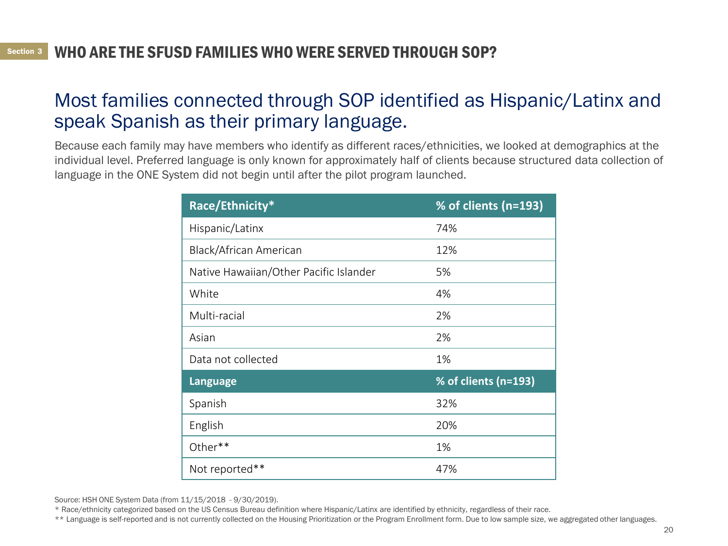Section 3 **WHO ARE THE SFUSD FAMILIES WHO WERE SERVED THROUGH SOP?**

## Most families connected through SOP identified as Hispanic/Latinx and speak Spanish as their primary language.

Because each family may have members who identify as different races/ethnicities, we looked at demographics at the individual level. Preferred language is only known for approximately half of clients because structured data collection of language in the ONE System did not begin until after the pilot program launched.

| Race/Ethnicity* | % of clients (n=193) |
|---|---|
| Hispanic/Latinx | 74% |
| Black/African American | 12% |
| Native Hawaiian/Other Pacific Islander | 5% |
| White | 4% |
| Multi-racial | 2% |
| Asian | 2% |
| Data not collected | 1% |
| **Language** | **% of clients (n=193)** |
| Spanish | 32% |
| English | 20% |
| Other** | 1% |
| Not reported** | 47% |

Source: HSH ONE System Data (from 11/15/2018 - 9/30/2019).

\* Race/ethnicity categorized based on the US Census Bureau definition where Hispanic/Latinx are identified by ethnicity, regardless of their race.

\*\* Language is self-reported and is not currently collected on the Housing Prioritization or the Program Enrollment form. Due to low sample size, we aggregated other languages.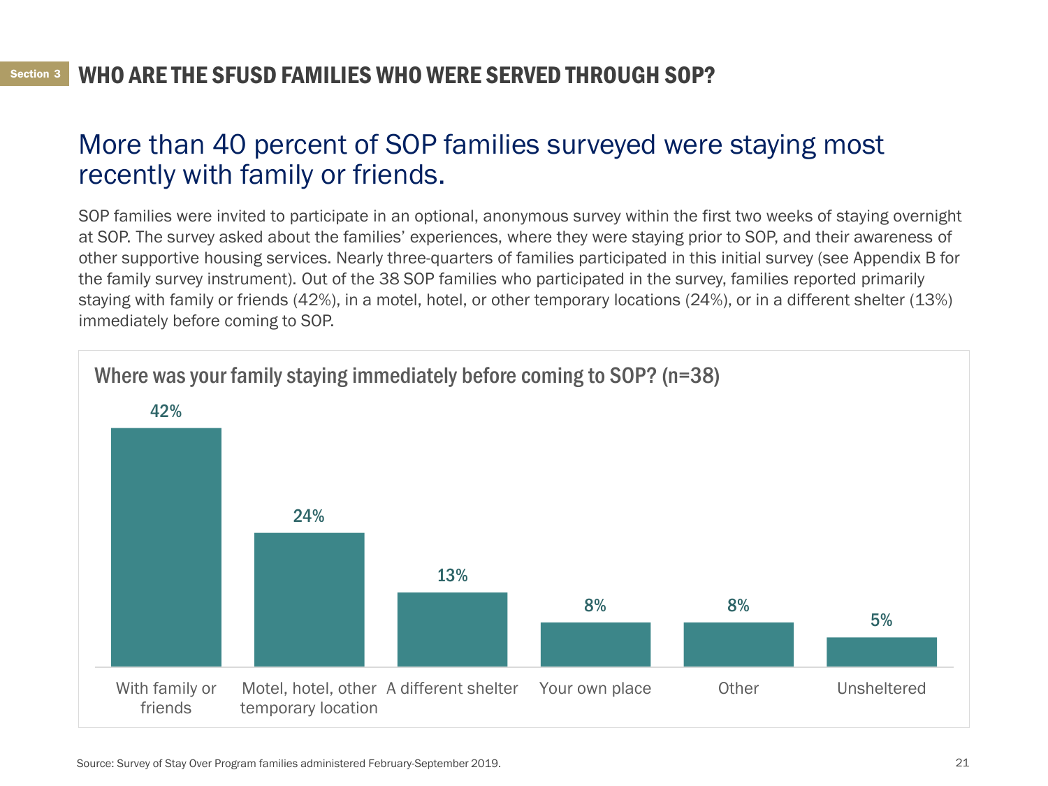## WHO ARE THE SFUSD FAMILIES WHO WERE SERVED THROUGH SOP?

# More than 40 percent of SOP families surveyed were staying most recently with family or friends.

SOP families were invited to participate in an optional, anonymous survey within the first two weeks of staying overnight at SOP. The survey asked about the families' experiences, where they were staying prior to SOP, and their awareness of other supportive housing services. Nearly three-quarters of families participated in this initial survey (see Appendix B for the family survey instrument). Out of the 38 SOP families who participated in the survey, families reported primarily staying with family or friends (42%), in a motel, hotel, or other temporary locations (24%), or in a different shelter (13%) immediately before coming to SOP.

### Where was your family staying immediately before coming to SOP? (n=38)

| Location | Percent |
|---|---|
| With family or friends | 42% |
| Motel, hotel, other temporary location | 24% |
| A different shelter | 13% |
| Your own place | 8% |
| Other | 8% |
| Unsheltered | 5% |

Source: Survey of Stay Over Program families administered February-September 2019.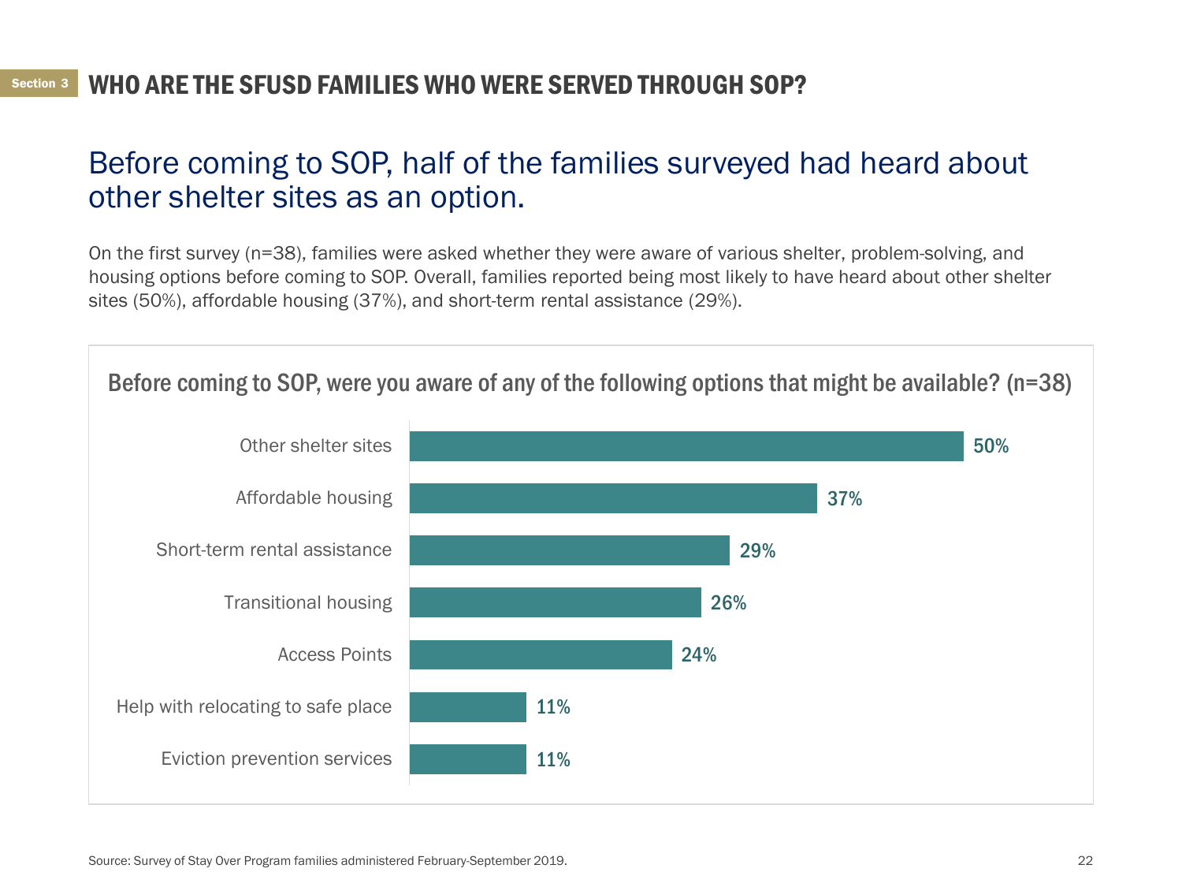Section 3 **WHO ARE THE SFUSD FAMILIES WHO WERE SERVED THROUGH SOP?**

## Before coming to SOP, half of the families surveyed had heard about other shelter sites as an option.

On the first survey (n=38), families were asked whether they were aware of various shelter, problem-solving, and housing options before coming to SOP. Overall, families reported being most likely to have heard about other shelter sites (50%), affordable housing (37%), and short-term rental assistance (29%).

**Before coming to SOP, were you aware of any of the following options that might be available? (n=38)**

| Option | Percent |
| --- | --- |
| Other shelter sites | 50% |
| Affordable housing | 37% |
| Short-term rental assistance | 29% |
| Transitional housing | 26% |
| Access Points | 24% |
| Help with relocating to safe place | 11% |
| Eviction prevention services | 11% |

Source: Survey of Stay Over Program families administered February-September 2019.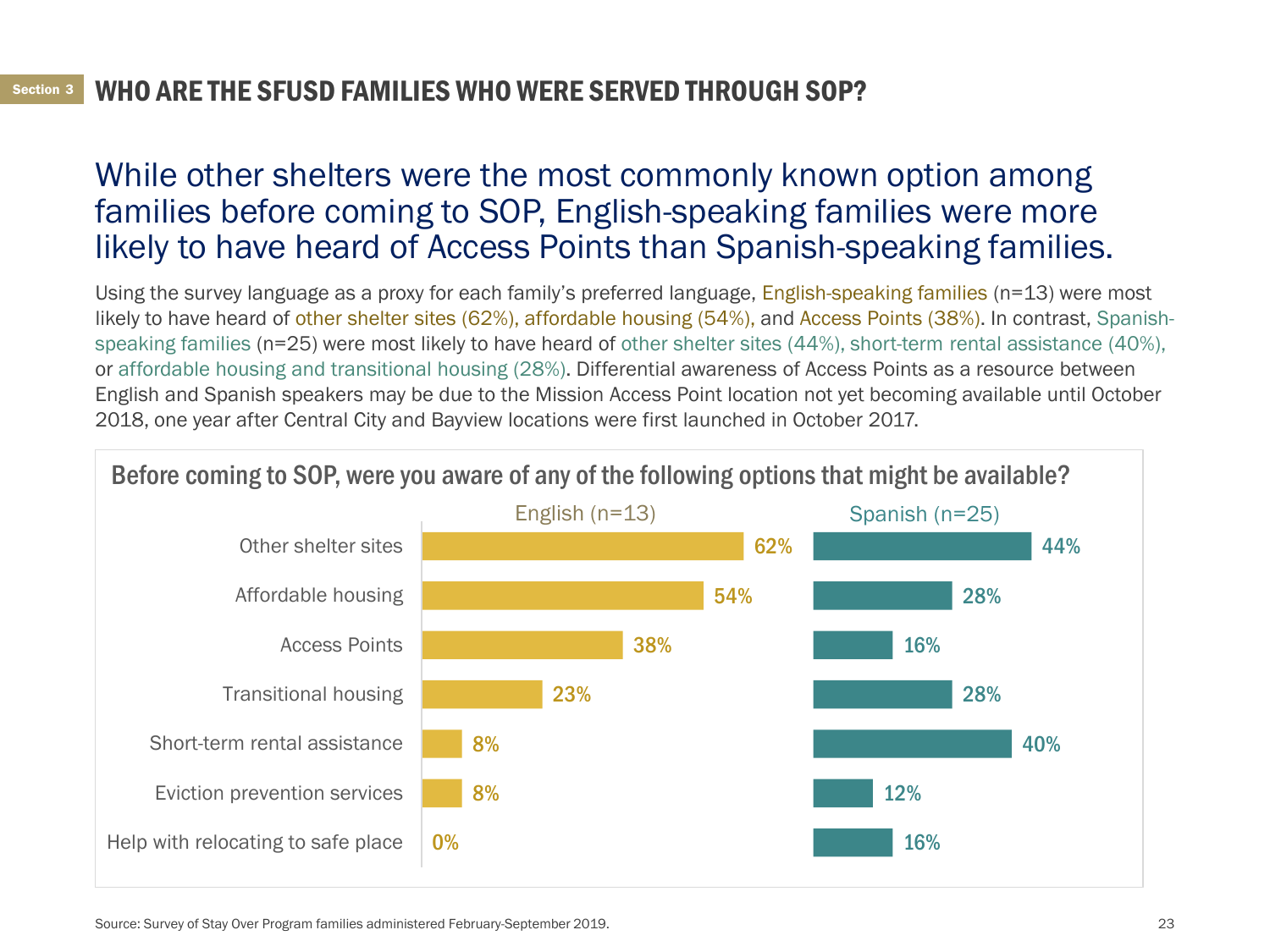Section 3

# WHO ARE THE SFUSD FAMILIES WHO WERE SERVED THROUGH SOP?

## While other shelters were the most commonly known option among families before coming to SOP, English-speaking families were more likely to have heard of Access Points than Spanish-speaking families.

Using the survey language as a proxy for each family's preferred language, English-speaking families (n=13) were most likely to have heard of other shelter sites (62%), affordable housing (54%), and Access Points (38%). In contrast, Spanish-speaking families (n=25) were most likely to have heard of other shelter sites (44%), short-term rental assistance (40%), or affordable housing and transitional housing (28%). Differential awareness of Access Points as a resource between English and Spanish speakers may be due to the Mission Access Point location not yet becoming available until October 2018, one year after Central City and Bayview locations were first launched in October 2017.

### Before coming to SOP, were you aware of any of the following options that might be available?

| | English (n=13) | Spanish (n=25) |
|---|---|---|
| Other shelter sites | 62% | 44% |
| Affordable housing | 54% | 28% |
| Access Points | 38% | 16% |
| Transitional housing | 23% | 28% |
| Short-term rental assistance | 8% | 40% |
| Eviction prevention services | 8% | 12% |
| Help with relocating to safe place | 0% | 16% |

Source: Survey of Stay Over Program families administered February-September 2019.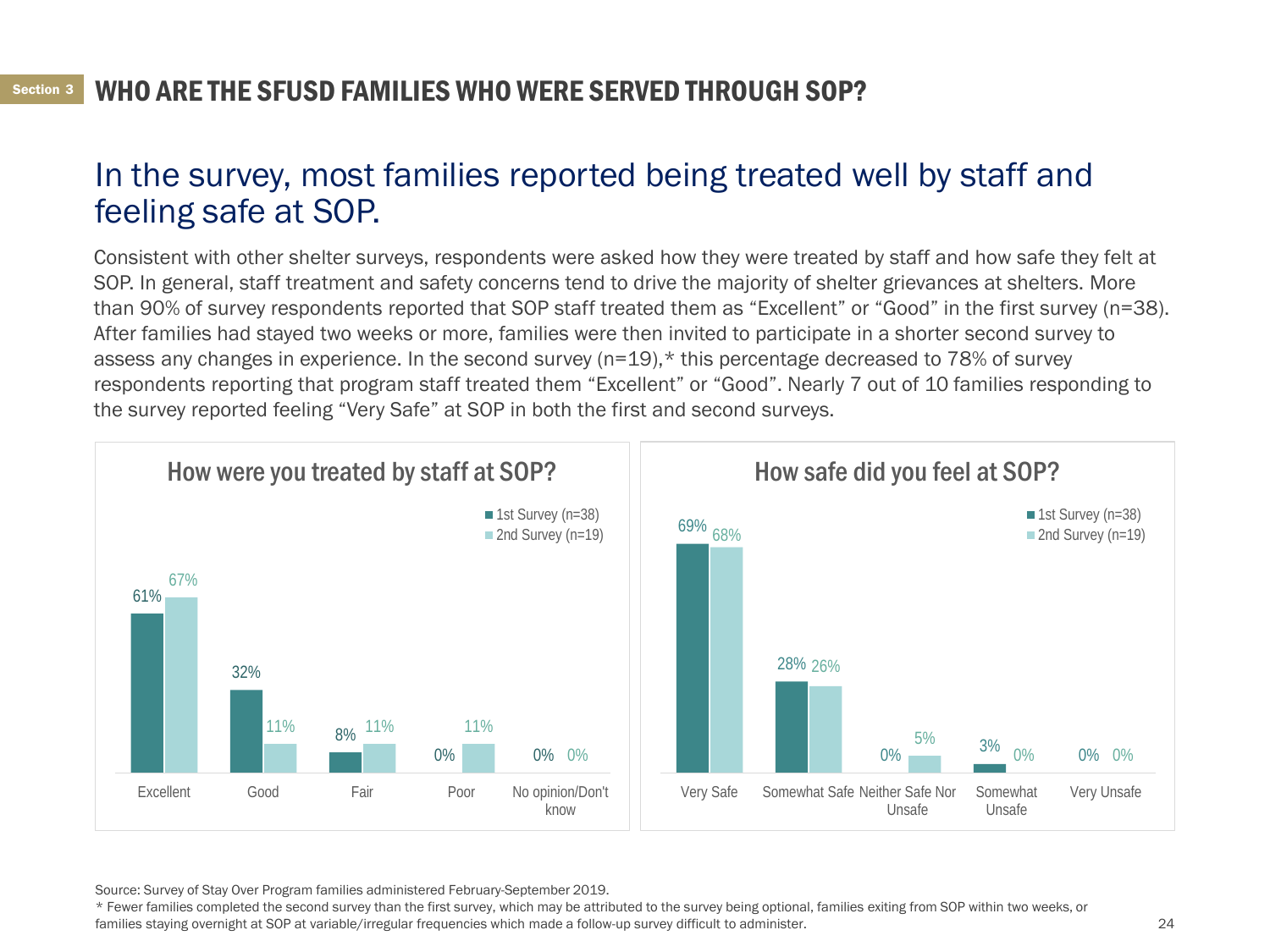Section 3 **WHO ARE THE SFUSD FAMILIES WHO WERE SERVED THROUGH SOP?**

# In the survey, most families reported being treated well by staff and feeling safe at SOP.

Consistent with other shelter surveys, respondents were asked how they were treated by staff and how safe they felt at SOP. In general, staff treatment and safety concerns tend to drive the majority of shelter grievances at shelters. More than 90% of survey respondents reported that SOP staff treated them as "Excellent" or "Good" in the first survey (n=38). After families had stayed two weeks or more, families were then invited to participate in a shorter second survey to assess any changes in experience. In the second survey (n=19),* this percentage decreased to 78% of survey respondents reporting that program staff treated them "Excellent" or "Good". Nearly 7 out of 10 families responding to the survey reported feeling "Very Safe" at SOP in both the first and second surveys.

**How were you treated by staff at SOP?**

| | 1st Survey (n=38) | 2nd Survey (n=19) |
|---|---|---|
| Excellent | 61% | 67% |
| Good | 32% | 11% |
| Fair | 8% | 11% |
| Poor | 0% | 11% |
| No opinion/Don't know | 0% | 0% |

**How safe did you feel at SOP?**

| | 1st Survey (n=38) | 2nd Survey (n=19) |
|---|---|---|
| Very Safe | 69% | 68% |
| Somewhat Safe | 28% | 26% |
| Neither Safe Nor Unsafe | 0% | 5% |
| Somewhat Unsafe | 3% | 0% |
| Very Unsafe | 0% | 0% |

Source: Survey of Stay Over Program families administered February-September 2019.

* Fewer families completed the second survey than the first survey, which may be attributed to the survey being optional, families exiting from SOP within two weeks, or families staying overnight at SOP at variable/irregular frequencies which made a follow-up survey difficult to administer.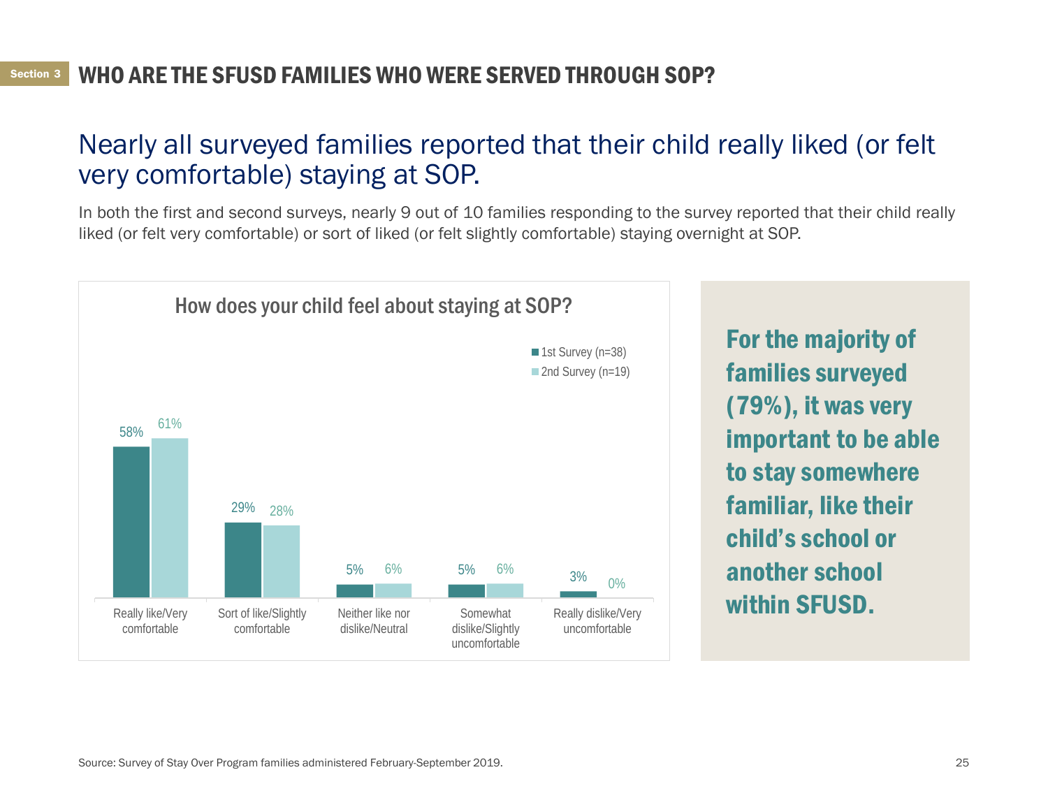Section 3 **WHO ARE THE SFUSD FAMILIES WHO WERE SERVED THROUGH SOP?**

# Nearly all surveyed families reported that their child really liked (or felt very comfortable) staying at SOP.

In both the first and second surveys, nearly 9 out of 10 families responding to the survey reported that their child really liked (or felt very comfortable) or sort of liked (or felt slightly comfortable) staying overnight at SOP.

**How does your child feel about staying at SOP?**

| | 1st Survey (n=38) | 2nd Survey (n=19) |
|---|---|---|
| Really like/Very comfortable | 58% | 61% |
| Sort of like/Slightly comfortable | 29% | 28% |
| Neither like nor dislike/Neutral | 5% | 6% |
| Somewhat dislike/Slightly uncomfortable | 5% | 6% |
| Really dislike/Very uncomfortable | 3% | 0% |

**For the majority of families surveyed (79%), it was very important to be able to stay somewhere familiar, like their child's school or another school within SFUSD.**

Source: Survey of Stay Over Program families administered February-September 2019.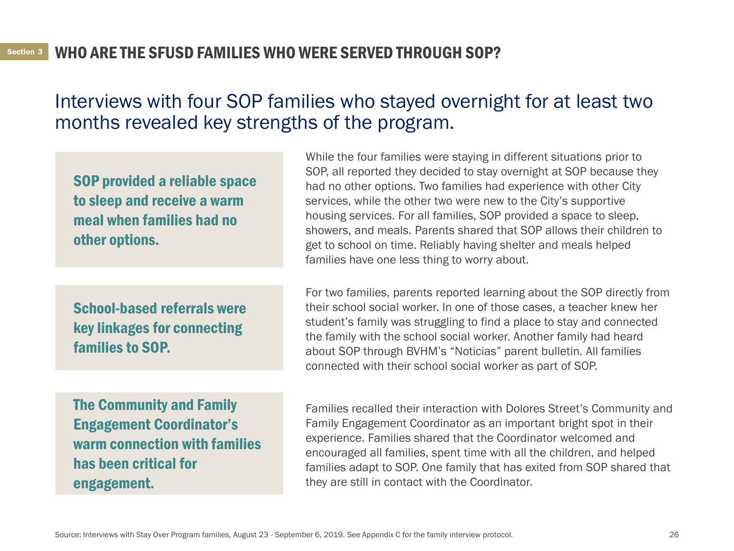Section 3 **WHO ARE THE SFUSD FAMILIES WHO WERE SERVED THROUGH SOP?**

## Interviews with four SOP families who stayed overnight for at least two months revealed key strengths of the program.

**SOP provided a reliable space to sleep and receive a warm meal when families had no other options.**

While the four families were staying in different situations prior to SOP, all reported they decided to stay overnight at SOP because they had no other options. Two families had experience with other City services, while the other two were new to the City's supportive housing services. For all families, SOP provided a space to sleep, showers, and meals. Parents shared that SOP allows their children to get to school on time. Reliably having shelter and meals helped families have one less thing to worry about.

**School-based referrals were key linkages for connecting families to SOP.**

For two families, parents reported learning about the SOP directly from their school social worker. In one of those cases, a teacher knew her student's family was struggling to find a place to stay and connected the family with the school social worker. Another family had heard about SOP through BVHM's "Noticias" parent bulletin. All families connected with their school social worker as part of SOP.

**The Community and Family Engagement Coordinator's warm connection with families has been critical for engagement.**

Families recalled their interaction with Dolores Street's Community and Family Engagement Coordinator as an important bright spot in their experience. Families shared that the Coordinator welcomed and encouraged all families, spent time with all the children, and helped families adapt to SOP. One family that has exited from SOP shared that they are still in contact with the Coordinator.

Source: Interviews with Stay Over Program families, August 23 - September 6, 2019. See Appendix C for the family interview protocol.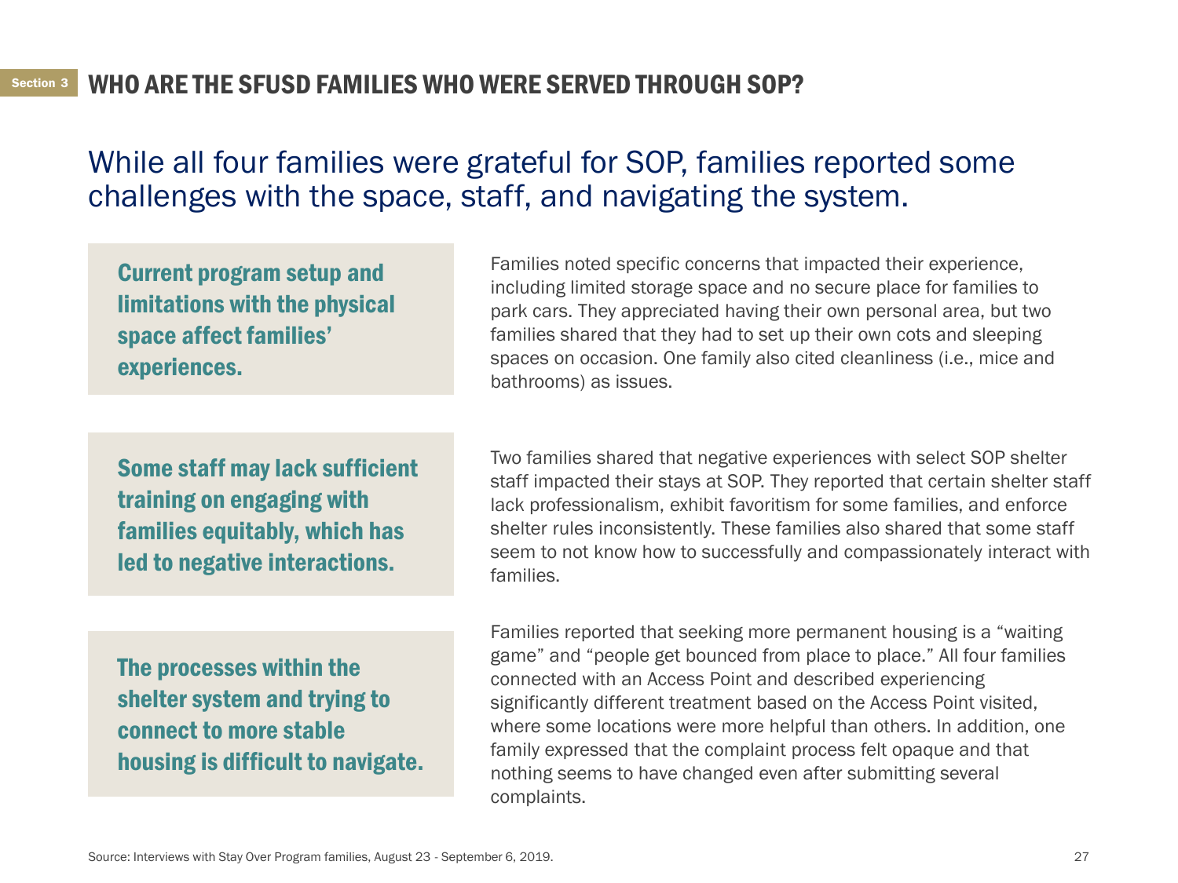Section 3 **WHO ARE THE SFUSD FAMILIES WHO WERE SERVED THROUGH SOP?**

# While all four families were grateful for SOP, families reported some challenges with the space, staff, and navigating the system.

**Current program setup and limitations with the physical space affect families' experiences.**

Families noted specific concerns that impacted their experience, including limited storage space and no secure place for families to park cars. They appreciated having their own personal area, but two families shared that they had to set up their own cots and sleeping spaces on occasion. One family also cited cleanliness (i.e., mice and bathrooms) as issues.

**Some staff may lack sufficient training on engaging with families equitably, which has led to negative interactions.**

Two families shared that negative experiences with select SOP shelter staff impacted their stays at SOP. They reported that certain shelter staff lack professionalism, exhibit favoritism for some families, and enforce shelter rules inconsistently. These families also shared that some staff seem to not know how to successfully and compassionately interact with families.

**The processes within the shelter system and trying to connect to more stable housing is difficult to navigate.**

Families reported that seeking more permanent housing is a "waiting game" and "people get bounced from place to place." All four families connected with an Access Point and described experiencing significantly different treatment based on the Access Point visited, where some locations were more helpful than others. In addition, one family expressed that the complaint process felt opaque and that nothing seems to have changed even after submitting several complaints.

Source: Interviews with Stay Over Program families, August 23 - September 6, 2019.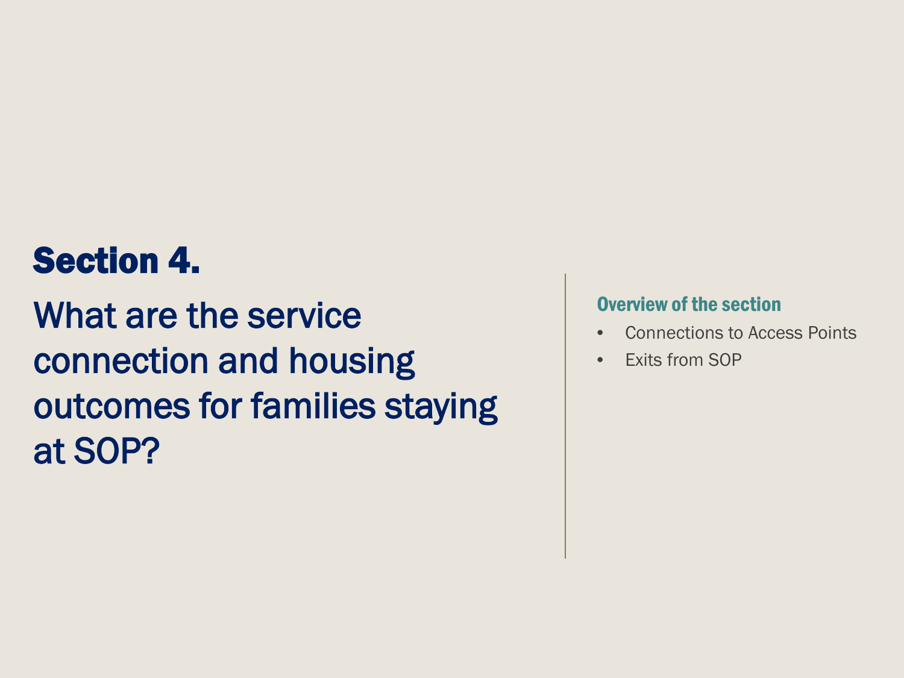# Section 4.

## What are the service connection and housing outcomes for families staying at SOP?

### Overview of the section

- Connections to Access Points
- Exits from SOP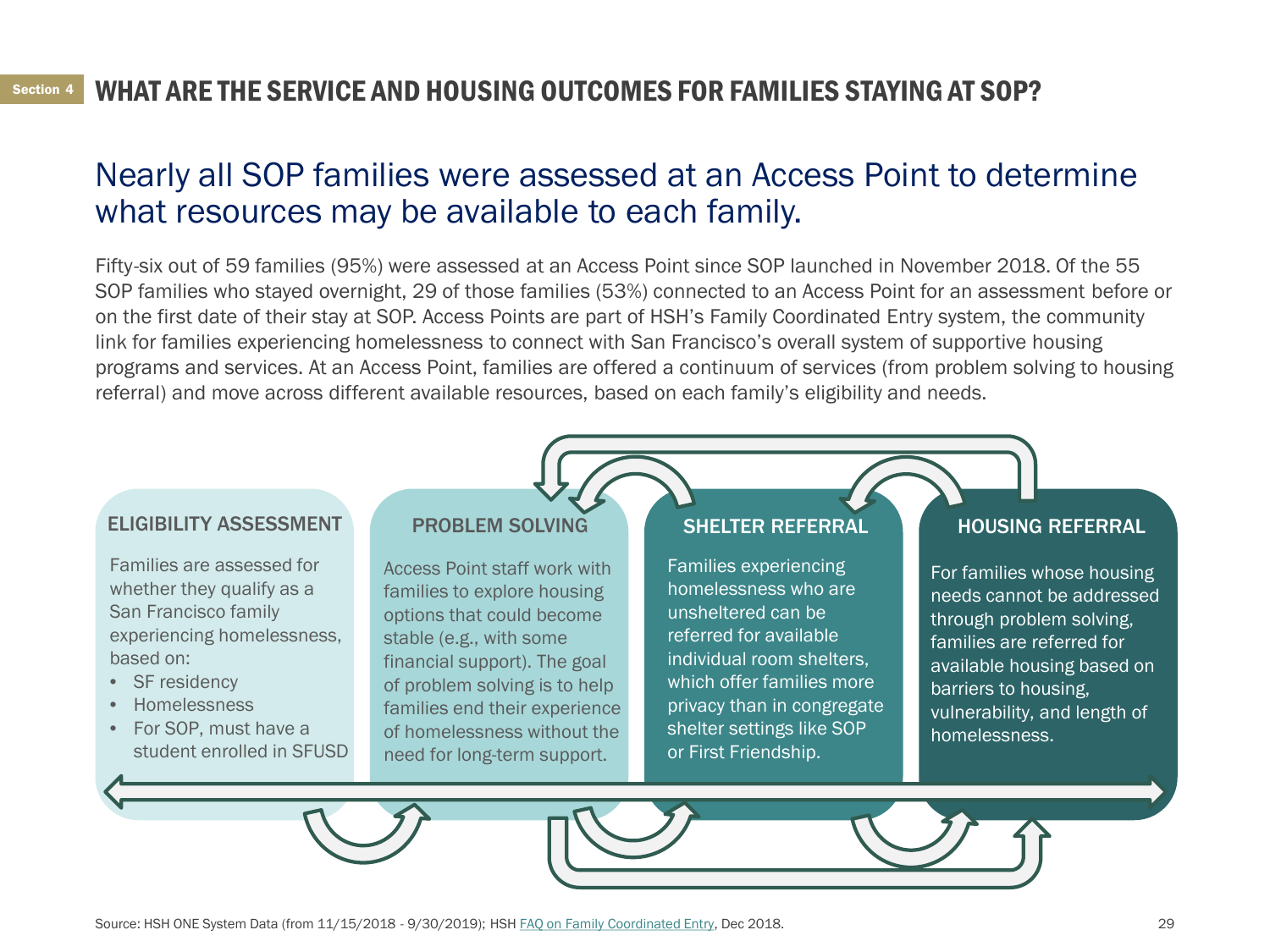Section 4

# WHAT ARE THE SERVICE AND HOUSING OUTCOMES FOR FAMILIES STAYING AT SOP?

## Nearly all SOP families were assessed at an Access Point to determine what resources may be available to each family.

Fifty-six out of 59 families (95%) were assessed at an Access Point since SOP launched in November 2018. Of the 55 SOP families who stayed overnight, 29 of those families (53%) connected to an Access Point for an assessment before or on the first date of their stay at SOP. Access Points are part of HSH's Family Coordinated Entry system, the community link for families experiencing homelessness to connect with San Francisco's overall system of supportive housing programs and services. At an Access Point, families are offered a continuum of services (from problem solving to housing referral) and move across different available resources, based on each family's eligibility and needs.

### ELIGIBILITY ASSESSMENT

Families are assessed for whether they qualify as a San Francisco family experiencing homelessness, based on:

- SF residency
- Homelessness
- For SOP, must have a student enrolled in SFUSD

### PROBLEM SOLVING

Access Point staff work with families to explore housing options that could become stable (e.g., with some financial support). The goal of problem solving is to help families end their experience of homelessness without the need for long-term support.

### SHELTER REFERRAL

Families experiencing homelessness who are unsheltered can be referred for available individual room shelters, which offer families more privacy than in congregate shelter settings like SOP or First Friendship.

### HOUSING REFERRAL

For families whose housing needs cannot be addressed through problem solving, families are referred for available housing based on barriers to housing, vulnerability, and length of homelessness.

Source: HSH ONE System Data (from 11/15/2018 - 9/30/2019); HSH FAQ on Family Coordinated Entry, Dec 2018.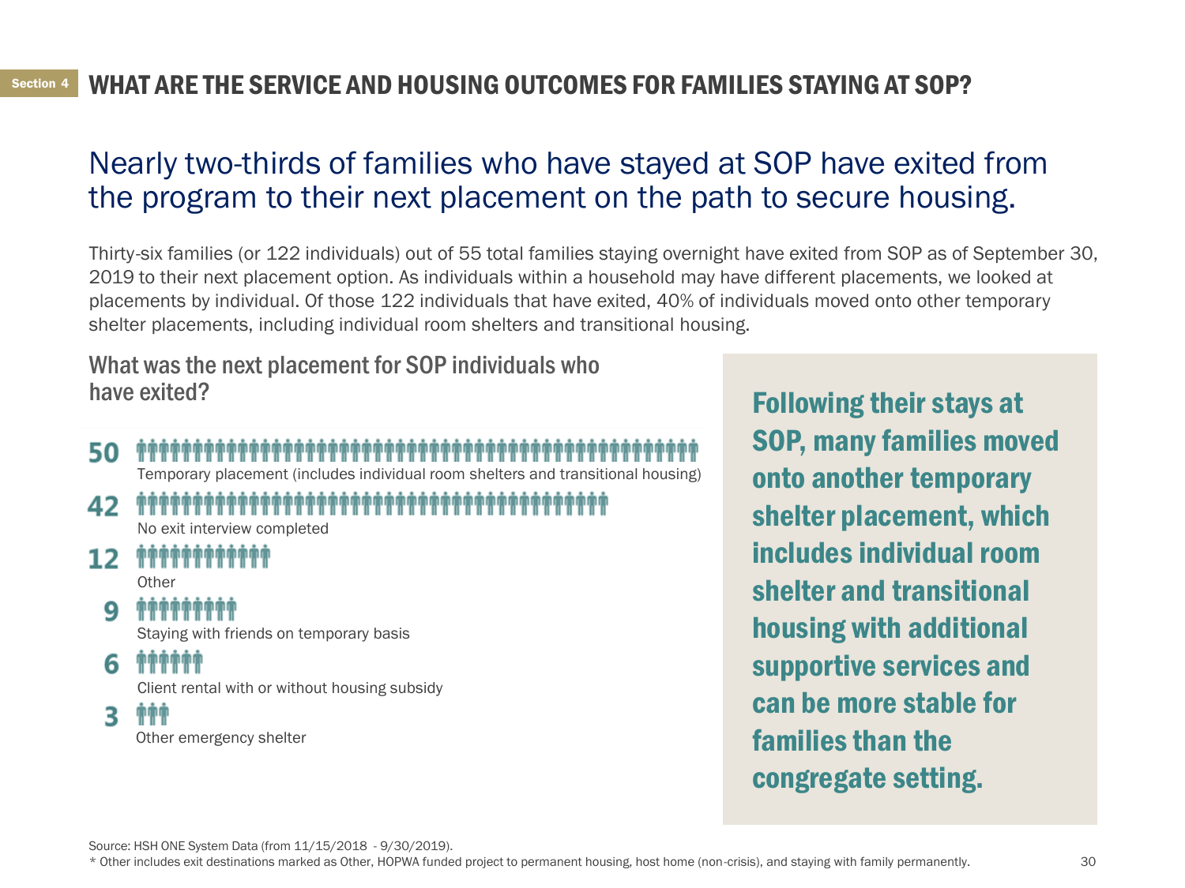## Section 4 WHAT ARE THE SERVICE AND HOUSING OUTCOMES FOR FAMILIES STAYING AT SOP?

# Nearly two-thirds of families who have stayed at SOP have exited from the program to their next placement on the path to secure housing.

Thirty-six families (or 122 individuals) out of 55 total families staying overnight have exited from SOP as of September 30, 2019 to their next placement option. As individuals within a household may have different placements, we looked at placements by individual. Of those 122 individuals that have exited, 40% of individuals moved onto other temporary shelter placements, including individual room shelters and transitional housing.

### What was the next placement for SOP individuals who have exited?

| Individuals | Next placement |
|---|---|
| 50 | Temporary placement (includes individual room shelters and transitional housing) |
| 42 | No exit interview completed |
| 12 | Other |
| 9 | Staying with friends on temporary basis |
| 6 | Client rental with or without housing subsidy |
| 3 | Other emergency shelter |

**Following their stays at SOP, many families moved onto another temporary shelter placement, which includes individual room shelter and transitional housing with additional supportive services and can be more stable for families than the congregate setting.**

Source: HSH ONE System Data (from 11/15/2018 - 9/30/2019).

* Other includes exit destinations marked as Other, HOPWA funded project to permanent housing, host home (non-crisis), and staying with family permanently.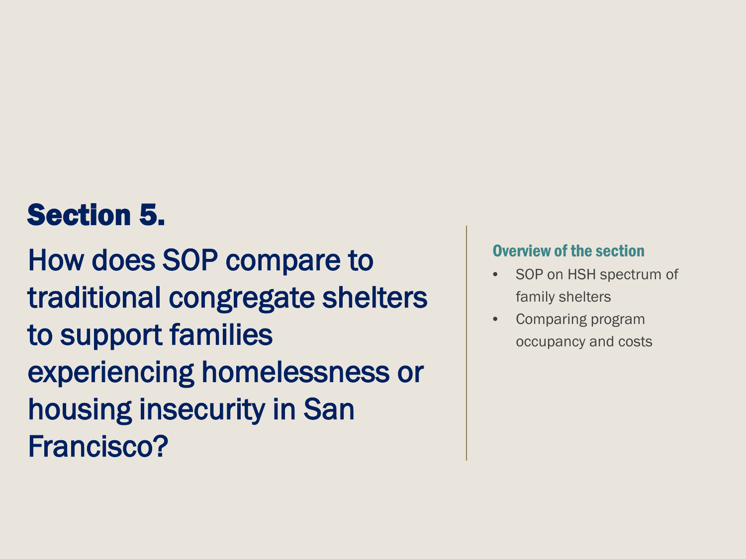# Section 5.

## How does SOP compare to traditional congregate shelters to support families experiencing homelessness or housing insecurity in San Francisco?

### Overview of the section

- SOP on HSH spectrum of family shelters
- Comparing program occupancy and costs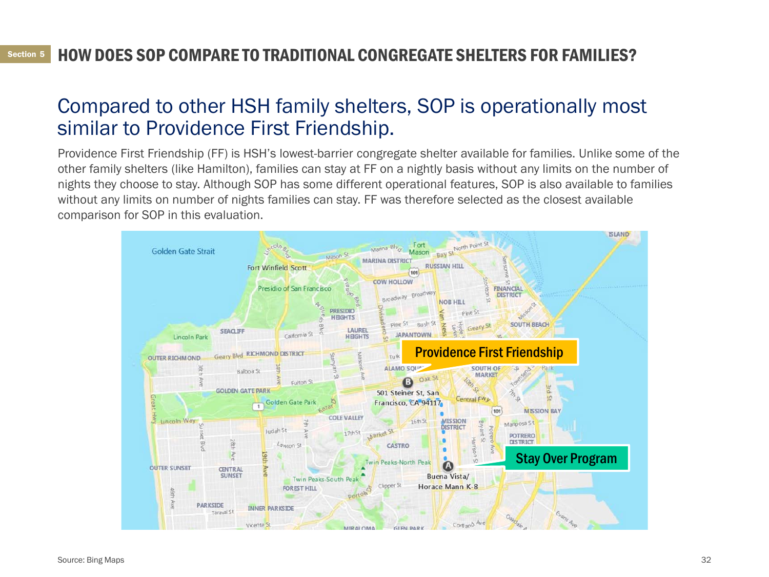Section 5 **HOW DOES SOP COMPARE TO TRADITIONAL CONGREGATE SHELTERS FOR FAMILIES?**

## Compared to other HSH family shelters, SOP is operationally most similar to Providence First Friendship.

Providence First Friendship (FF) is HSH's lowest-barrier congregate shelter available for families. Unlike some of the other family shelters (like Hamilton), families can stay at FF on a nightly basis without any limits on the number of nights they choose to stay. Although SOP has some different operational features, SOP is also available to families without any limits on number of nights families can stay. FF was therefore selected as the closest available comparison for SOP in this evaluation.

Providence First Friendship

501 Steiner St, San Francisco, CA 94117

Stay Over Program

Buena Vista/ Horace Mann K-8

Source: Bing Maps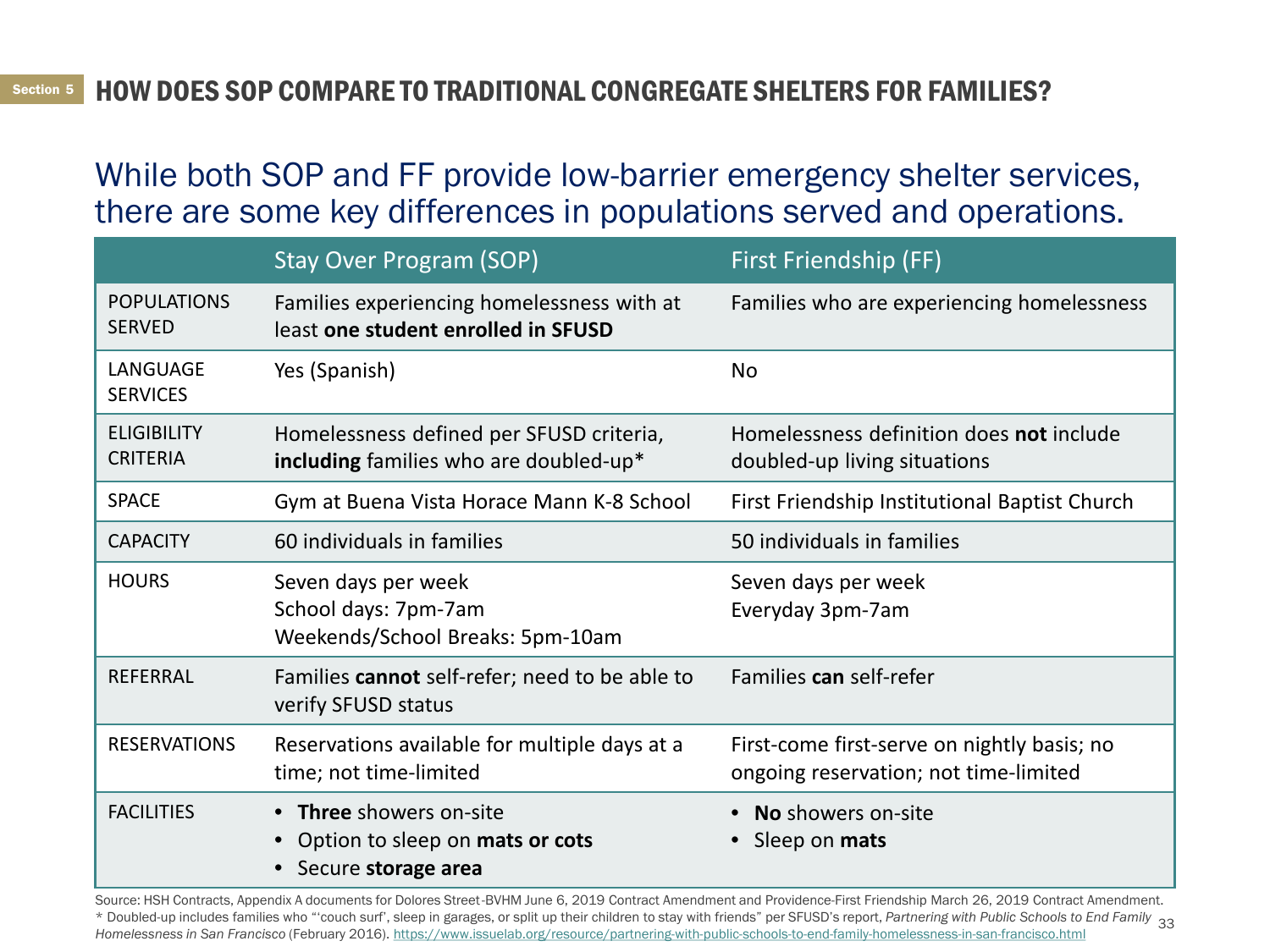Section 5

# HOW DOES SOP COMPARE TO TRADITIONAL CONGREGATE SHELTERS FOR FAMILIES?

## While both SOP and FF provide low-barrier emergency shelter services, there are some key differences in populations served and operations.

| | Stay Over Program (SOP) | First Friendship (FF) |
|---|---|---|
| POPULATIONS SERVED | Families experiencing homelessness with at least **one student enrolled in SFUSD** | Families who are experiencing homelessness |
| LANGUAGE SERVICES | Yes (Spanish) | No |
| ELIGIBILITY CRITERIA | Homelessness defined per SFUSD criteria, **including** families who are doubled-up* | Homelessness definition does **not** include doubled-up living situations |
| SPACE | Gym at Buena Vista Horace Mann K-8 School | First Friendship Institutional Baptist Church |
| CAPACITY | 60 individuals in families | 50 individuals in families |
| HOURS | Seven days per week<br>School days: 7pm-7am<br>Weekends/School Breaks: 5pm-10am | Seven days per week<br>Everyday 3pm-7am |
| REFERRAL | Families **cannot** self-refer; need to be able to verify SFUSD status | Families **can** self-refer |
| RESERVATIONS | Reservations available for multiple days at a time; not time-limited | First-come first-serve on nightly basis; no ongoing reservation; not time-limited |
| FACILITIES | • **Three** showers on-site<br>• Option to sleep on **mats or cots**<br>• Secure **storage area** | • **No** showers on-site<br>• Sleep on **mats** |

Source: HSH Contracts, Appendix A documents for Dolores Street-BVHM June 6, 2019 Contract Amendment and Providence-First Friendship March 26, 2019 Contract Amendment.
* Doubled-up includes families who "'couch surf', sleep in garages, or split up their children to stay with friends" per SFUSD's report, *Partnering with Public Schools to End Family Homelessness in San Francisco* (February 2016). https://www.issuelab.org/resource/partnering-with-public-schools-to-end-family-homelessness-in-san-francisco.html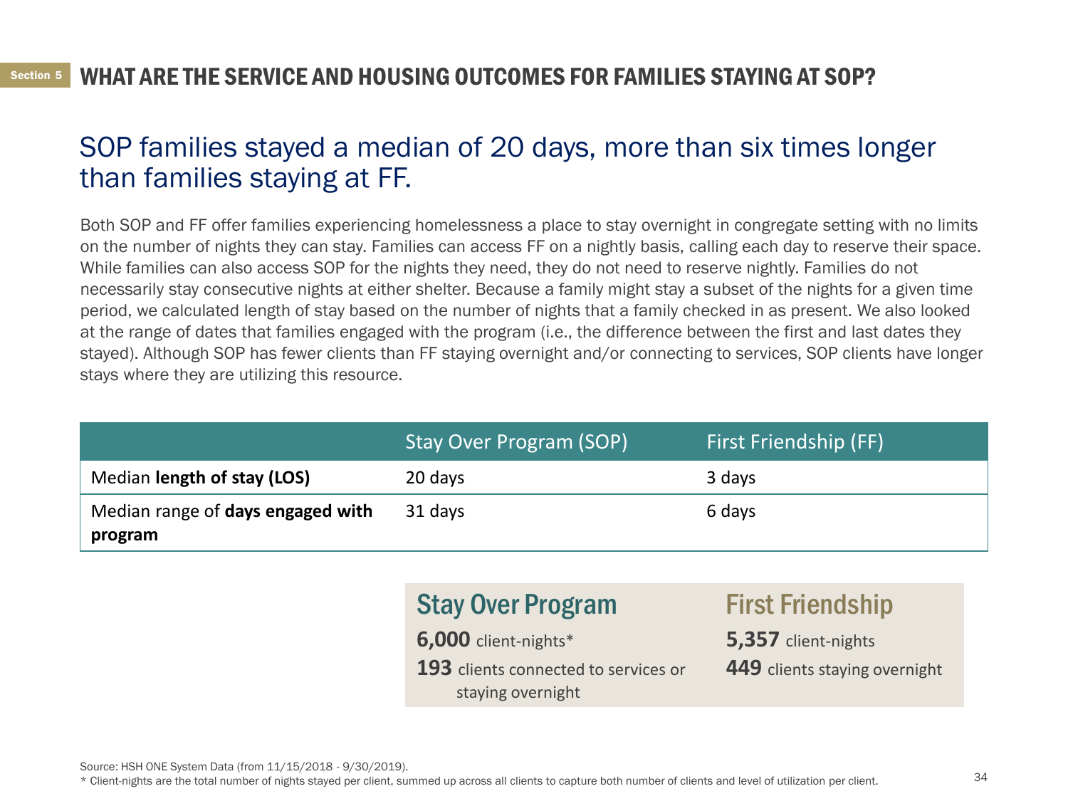Section 5 **WHAT ARE THE SERVICE AND HOUSING OUTCOMES FOR FAMILIES STAYING AT SOP?**

## SOP families stayed a median of 20 days, more than six times longer than families staying at FF.

Both SOP and FF offer families experiencing homelessness a place to stay overnight in congregate setting with no limits on the number of nights they can stay. Families can access FF on a nightly basis, calling each day to reserve their space. While families can also access SOP for the nights they need, they do not need to reserve nightly. Families do not necessarily stay consecutive nights at either shelter. Because a family might stay a subset of the nights for a given time period, we calculated length of stay based on the number of nights that a family checked in as present. We also looked at the range of dates that families engaged with the program (i.e., the difference between the first and last dates they stayed). Although SOP has fewer clients than FF staying overnight and/or connecting to services, SOP clients have longer stays where they are utilizing this resource.

| | Stay Over Program (SOP) | First Friendship (FF) |
|---|---|---|
| Median **length of stay (LOS)** | 20 days | 3 days |
| Median range of **days engaged with program** | 31 days | 6 days |

| Stay Over Program | First Friendship |
|---|---|
| **6,000** client-nights* | **5,357** client-nights |
| **193** clients connected to services or staying overnight | **449** clients staying overnight |

Source: HSH ONE System Data (from 11/15/2018 - 9/30/2019).

* Client-nights are the total number of nights stayed per client, summed up across all clients to capture both number of clients and level of utilization per client.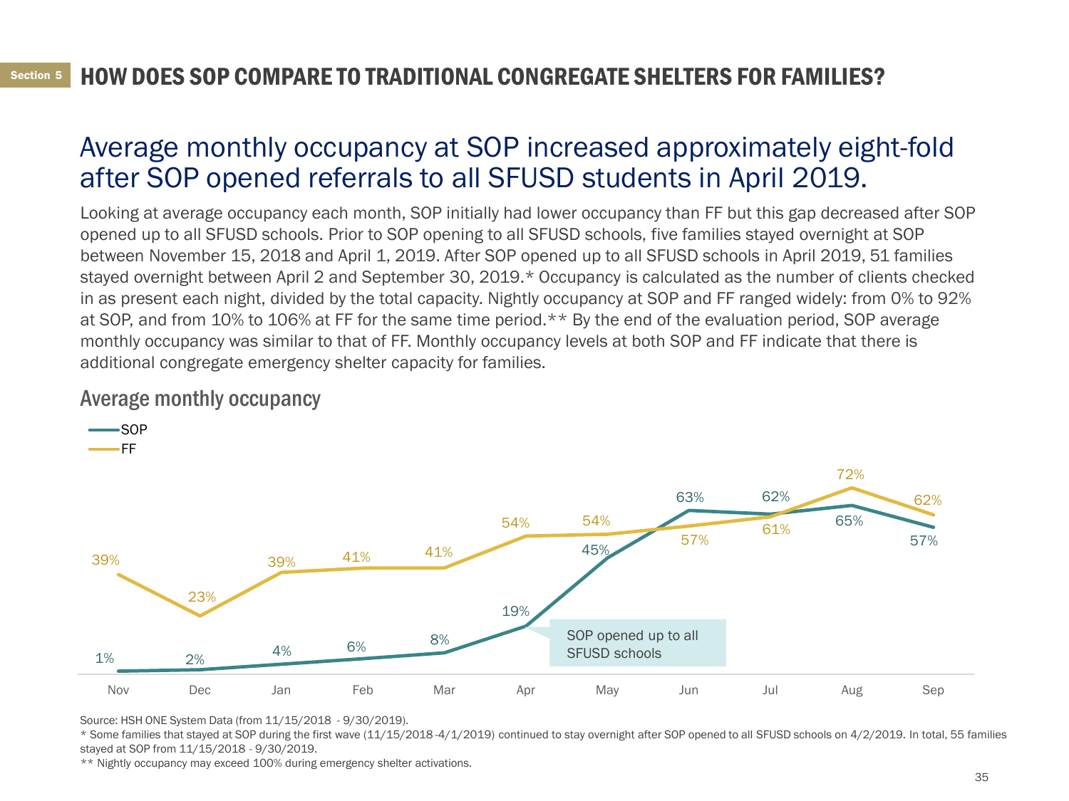Section 5

# HOW DOES SOP COMPARE TO TRADITIONAL CONGREGATE SHELTERS FOR FAMILIES?

## Average monthly occupancy at SOP increased approximately eight-fold after SOP opened referrals to all SFUSD students in April 2019.

Looking at average occupancy each month, SOP initially had lower occupancy than FF but this gap decreased after SOP opened up to all SFUSD schools. Prior to SOP opening to all SFUSD schools, five families stayed overnight at SOP between November 15, 2018 and April 1, 2019. After SOP opened up to all SFUSD schools in April 2019, 51 families stayed overnight between April 2 and September 30, 2019.* Occupancy is calculated as the number of clients checked in as present each night, divided by the total capacity. Nightly occupancy at SOP and FF ranged widely: from 0% to 92% at SOP, and from 10% to 106% at FF for the same time period.** By the end of the evaluation period, SOP average monthly occupancy was similar to that of FF. Monthly occupancy levels at both SOP and FF indicate that there is additional congregate emergency shelter capacity for families.

### Average monthly occupancy

| | Nov | Dec | Jan | Feb | Mar | Apr | May | Jun | Jul | Aug | Sep |
|---|---|---|---|---|---|---|---|---|---|---|---|
| SOP | 1% | 2% | 4% | 6% | 8% | 19% | 45% | 63% | 62% | 65% | 57% |
| FF | 39% | 23% | 39% | 41% | 41% | 54% | 54% | 57% | 61% | 72% | 62% |

SOP opened up to all SFUSD schools (April)

Source: HSH ONE System Data (from 11/15/2018 - 9/30/2019).

* Some families that stayed at SOP during the first wave (11/15/2018-4/1/2019) continued to stay overnight after SOP opened to all SFUSD schools on 4/2/2019. In total, 55 families stayed at SOP from 11/15/2018 - 9/30/2019.

** Nightly occupancy may exceed 100% during emergency shelter activations.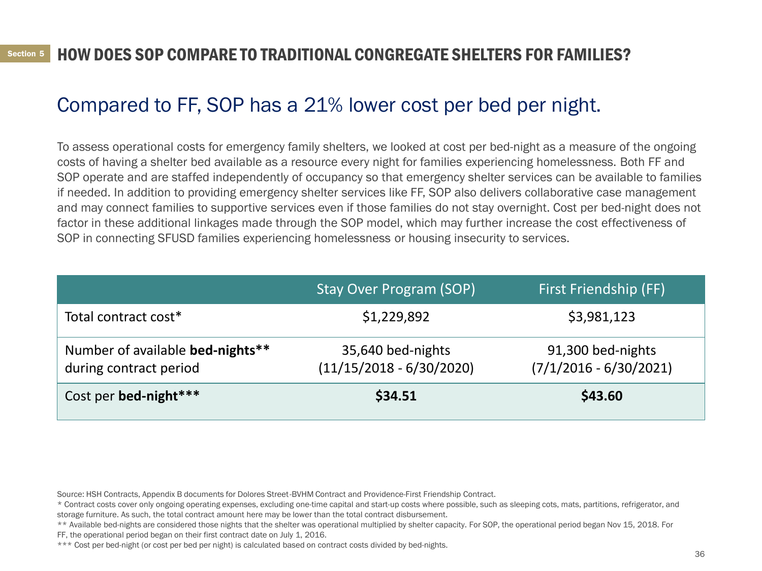Section 5

# HOW DOES SOP COMPARE TO TRADITIONAL CONGREGATE SHELTERS FOR FAMILIES?

## Compared to FF, SOP has a 21% lower cost per bed per night.

To assess operational costs for emergency family shelters, we looked at cost per bed-night as a measure of the ongoing costs of having a shelter bed available as a resource every night for families experiencing homelessness. Both FF and SOP operate and are staffed independently of occupancy so that emergency shelter services can be available to families if needed. In addition to providing emergency shelter services like FF, SOP also delivers collaborative case management and may connect families to supportive services even if those families do not stay overnight. Cost per bed-night does not factor in these additional linkages made through the SOP model, which may further increase the cost effectiveness of SOP in connecting SFUSD families experiencing homelessness or housing insecurity to services.

| | Stay Over Program (SOP) | First Friendship (FF) |
|---|---|---|
| Total contract cost* | $1,229,892 | $3,981,123 |
| Number of available **bed-nights**** during contract period | 35,640 bed-nights (11/15/2018 - 6/30/2020) | 91,300 bed-nights (7/1/2016 - 6/30/2021) |
| Cost per **bed-night***** | **$34.51** | **$43.60** |

Source: HSH Contracts, Appendix B documents for Dolores Street-BVHM Contract and Providence-First Friendship Contract.

* Contract costs cover only ongoing operating expenses, excluding one-time capital and start-up costs where possible, such as sleeping cots, mats, partitions, refrigerator, and storage furniture. As such, the total contract amount here may be lower than the total contract disbursement.

** Available bed-nights are considered those nights that the shelter was operational multiplied by shelter capacity. For SOP, the operational period began Nov 15, 2018. For FF, the operational period began on their first contract date on July 1, 2016.

*** Cost per bed-night (or cost per bed per night) is calculated based on contract costs divided by bed-nights.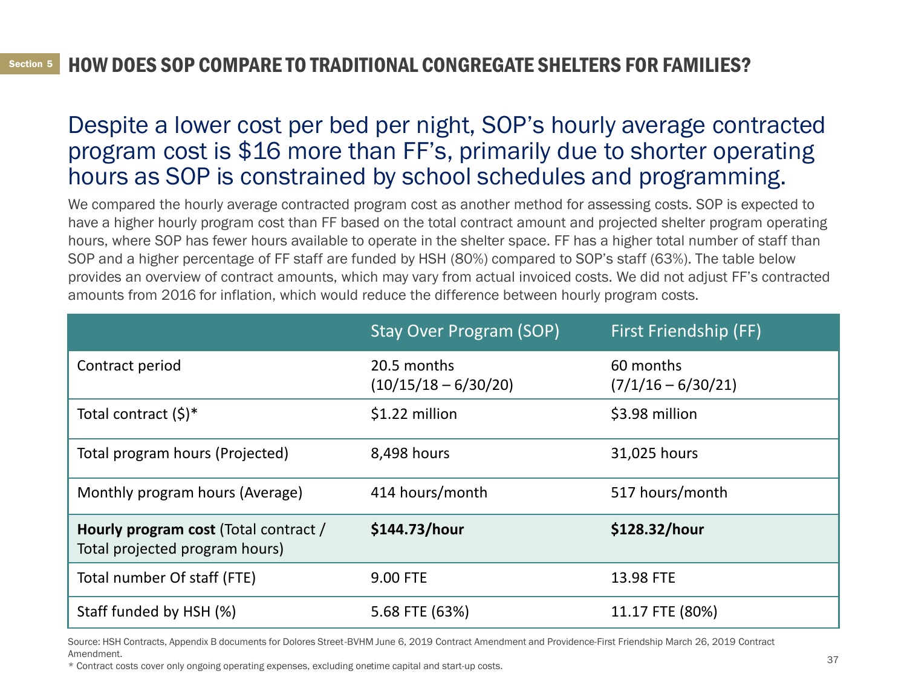Section 5 **HOW DOES SOP COMPARE TO TRADITIONAL CONGREGATE SHELTERS FOR FAMILIES?**

## Despite a lower cost per bed per night, SOP's hourly average contracted program cost is $16 more than FF's, primarily due to shorter operating hours as SOP is constrained by school schedules and programming.

We compared the hourly average contracted program cost as another method for assessing costs. SOP is expected to have a higher hourly program cost than FF based on the total contract amount and projected shelter program operating hours, where SOP has fewer hours available to operate in the shelter space. FF has a higher total number of staff than SOP and a higher percentage of FF staff are funded by HSH (80%) compared to SOP's staff (63%). The table below provides an overview of contract amounts, which may vary from actual invoiced costs. We did not adjust FF's contracted amounts from 2016 for inflation, which would reduce the difference between hourly program costs.

| | Stay Over Program (SOP) | First Friendship (FF) |
|---|---|---|
| Contract period | 20.5 months (10/15/18 – 6/30/20) | 60 months (7/1/16 – 6/30/21) |
| Total contract ($)* | $1.22 million | $3.98 million |
| Total program hours (Projected) | 8,498 hours | 31,025 hours |
| Monthly program hours (Average) | 414 hours/month | 517 hours/month |
| **Hourly program cost** (Total contract / Total projected program hours) | **$144.73/hour** | **$128.32/hour** |
| Total number Of staff (FTE) | 9.00 FTE | 13.98 FTE |
| Staff funded by HSH (%) | 5.68 FTE (63%) | 11.17 FTE (80%) |

Source: HSH Contracts, Appendix B documents for Dolores Street-BVHM June 6, 2019 Contract Amendment and Providence-First Friendship March 26, 2019 Contract Amendment.

\* Contract costs cover only ongoing operating expenses, excluding onetime capital and start-up costs.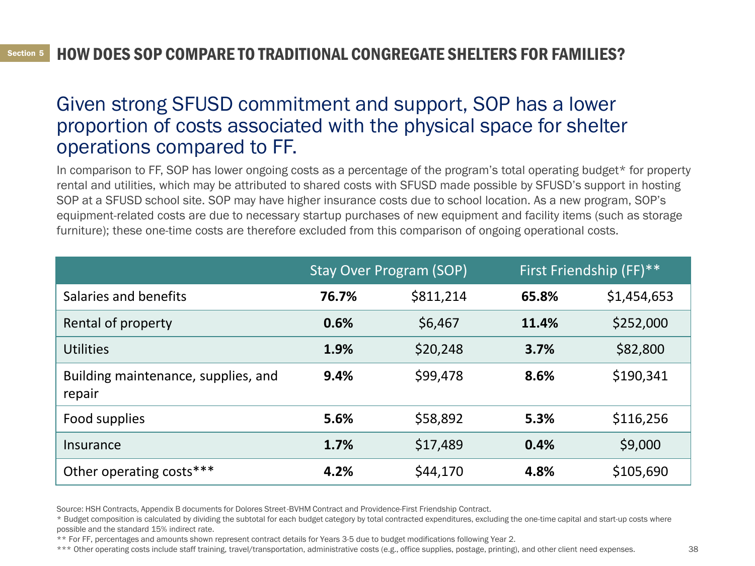Section 5 **HOW DOES SOP COMPARE TO TRADITIONAL CONGREGATE SHELTERS FOR FAMILIES?**

## Given strong SFUSD commitment and support, SOP has a lower proportion of costs associated with the physical space for shelter operations compared to FF.

In comparison to FF, SOP has lower ongoing costs as a percentage of the program's total operating budget* for property rental and utilities, which may be attributed to shared costs with SFUSD made possible by SFUSD's support in hosting SOP at a SFUSD school site. SOP may have higher insurance costs due to school location. As a new program, SOP's equipment-related costs are due to necessary startup purchases of new equipment and facility items (such as storage furniture); these one-time costs are therefore excluded from this comparison of ongoing operational costs.

| | Stay Over Program (SOP) | | First Friendship (FF)** | |
|---|---|---|---|---|
| Salaries and benefits | **76.7%** | $811,214 | **65.8%** | $1,454,653 |
| Rental of property | **0.6%** | $6,467 | **11.4%** | $252,000 |
| Utilities | **1.9%** | $20,248 | **3.7%** | $82,800 |
| Building maintenance, supplies, and repair | **9.4%** | $99,478 | **8.6%** | $190,341 |
| Food supplies | **5.6%** | $58,892 | **5.3%** | $116,256 |
| Insurance | **1.7%** | $17,489 | **0.4%** | $9,000 |
| Other operating costs*** | **4.2%** | $44,170 | **4.8%** | $105,690 |

Source: HSH Contracts, Appendix B documents for Dolores Street-BVHM Contract and Providence-First Friendship Contract.

* Budget composition is calculated by dividing the subtotal for each budget category by total contracted expenditures, excluding the one-time capital and start-up costs where possible and the standard 15% indirect rate.

** For FF, percentages and amounts shown represent contract details for Years 3-5 due to budget modifications following Year 2.

*** Other operating costs include staff training, travel/transportation, administrative costs (e.g., office supplies, postage, printing), and other client need expenses.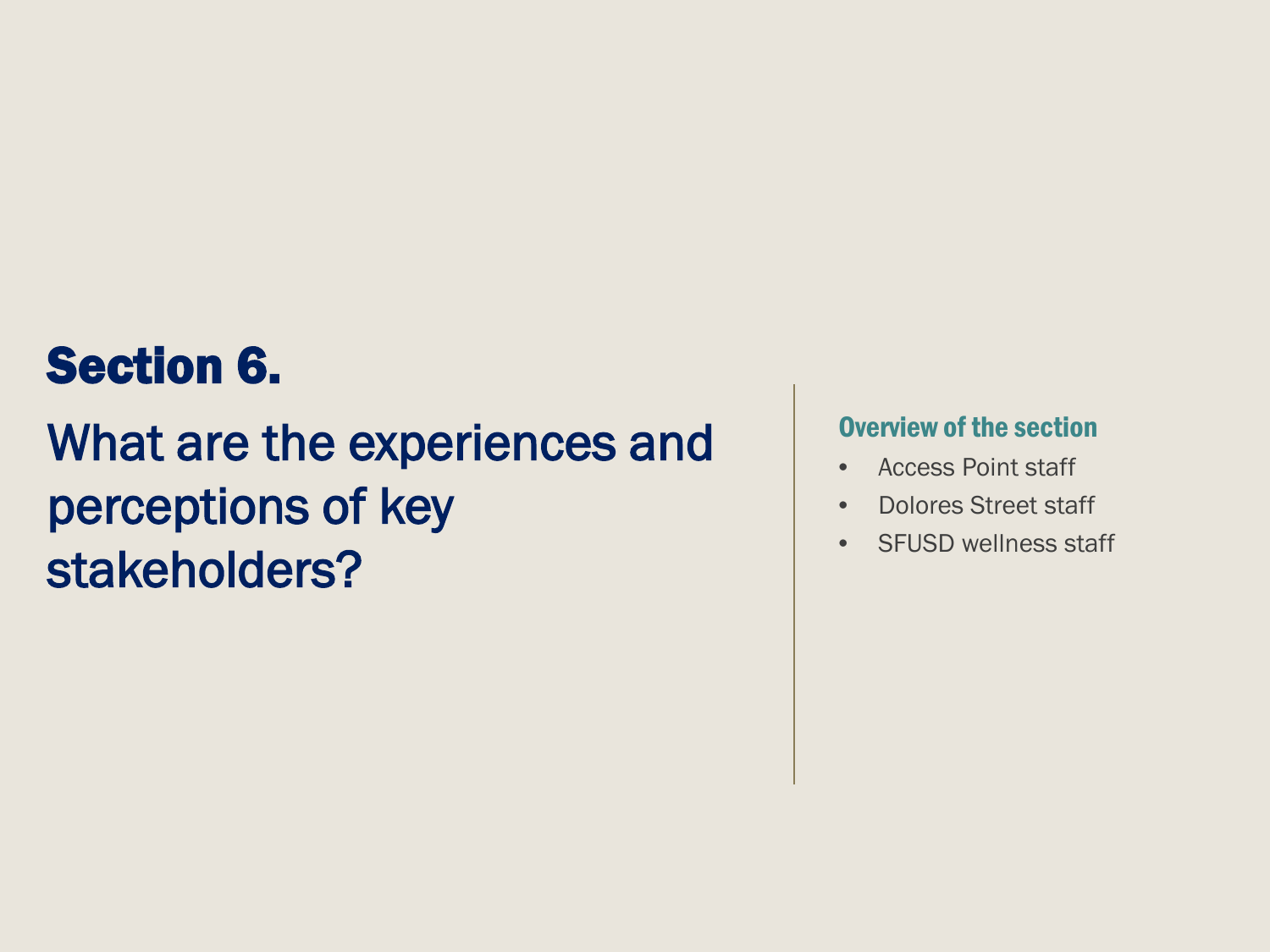# Section 6.

## What are the experiences and perceptions of key stakeholders?

### Overview of the section

- Access Point staff
- Dolores Street staff
- SFUSD wellness staff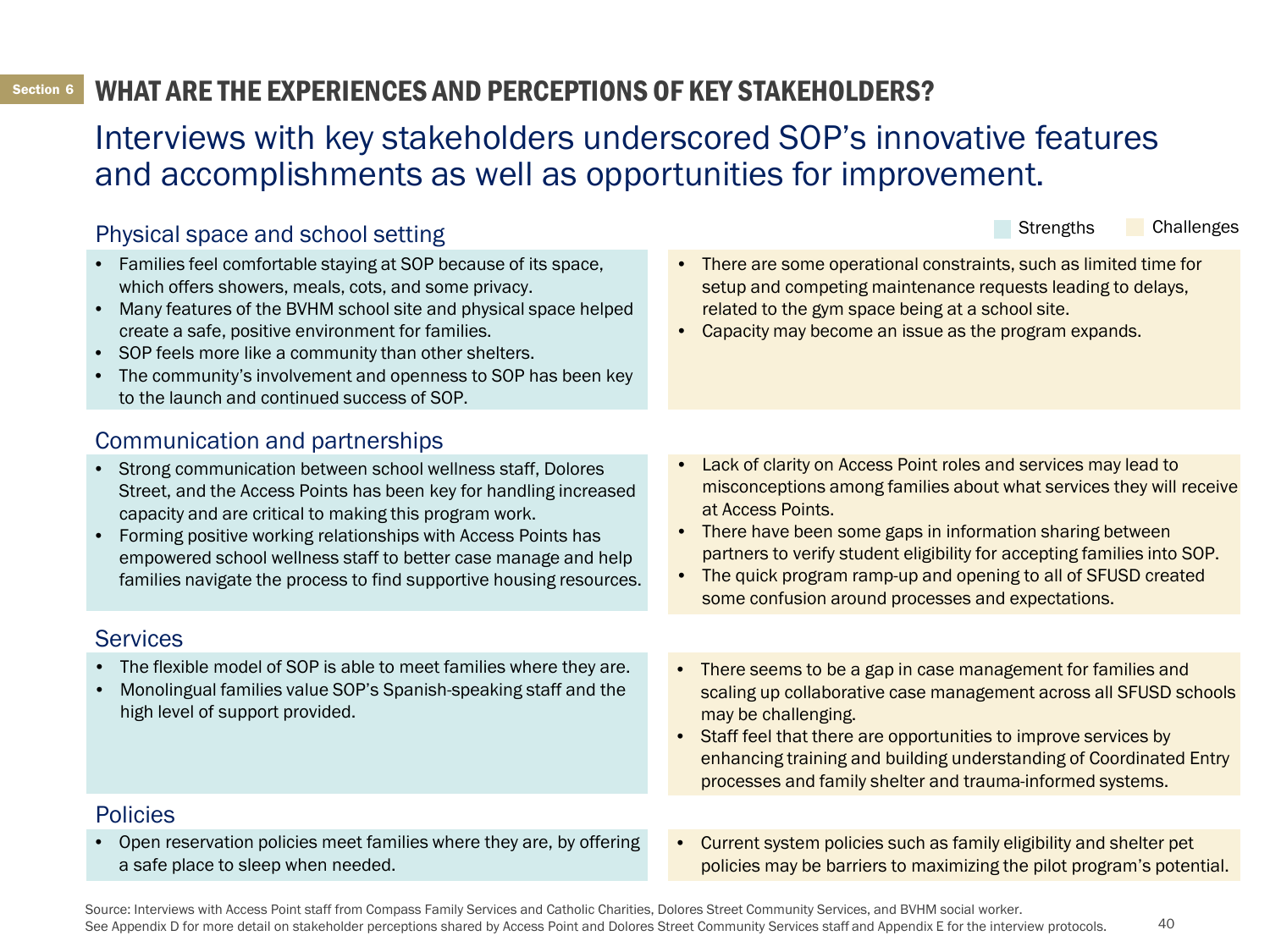Section 6

# WHAT ARE THE EXPERIENCES AND PERCEPTIONS OF KEY STAKEHOLDERS?

## Interviews with key stakeholders underscored SOP's innovative features and accomplishments as well as opportunities for improvement.

Strengths | Challenges

### Physical space and school setting

**Strengths**

- Families feel comfortable staying at SOP because of its space, which offers showers, meals, cots, and some privacy.
- Many features of the BVHM school site and physical space helped create a safe, positive environment for families.
- SOP feels more like a community than other shelters.
- The community's involvement and openness to SOP has been key to the launch and continued success of SOP.

**Challenges**

- There are some operational constraints, such as limited time for setup and competing maintenance requests leading to delays, related to the gym space being at a school site.
- Capacity may become an issue as the program expands.

### Communication and partnerships

**Strengths**

- Strong communication between school wellness staff, Dolores Street, and the Access Points has been key for handling increased capacity and are critical to making this program work.
- Forming positive working relationships with Access Points has empowered school wellness staff to better case manage and help families navigate the process to find supportive housing resources.

**Challenges**

- Lack of clarity on Access Point roles and services may lead to misconceptions among families about what services they will receive at Access Points.
- There have been some gaps in information sharing between partners to verify student eligibility for accepting families into SOP.
- The quick program ramp-up and opening to all of SFUSD created some confusion around processes and expectations.

### Services

**Strengths**

- The flexible model of SOP is able to meet families where they are.
- Monolingual families value SOP's Spanish-speaking staff and the high level of support provided.

**Challenges**

- There seems to be a gap in case management for families and scaling up collaborative case management across all SFUSD schools may be challenging.
- Staff feel that there are opportunities to improve services by enhancing training and building understanding of Coordinated Entry processes and family shelter and trauma-informed systems.

### Policies

**Strengths**

- Open reservation policies meet families where they are, by offering a safe place to sleep when needed.

**Challenges**

- Current system policies such as family eligibility and shelter pet policies may be barriers to maximizing the pilot program's potential.

Source: Interviews with Access Point staff from Compass Family Services and Catholic Charities, Dolores Street Community Services, and BVHM social worker.
See Appendix D for more detail on stakeholder perceptions shared by Access Point and Dolores Street Community Services staff and Appendix E for the interview protocols.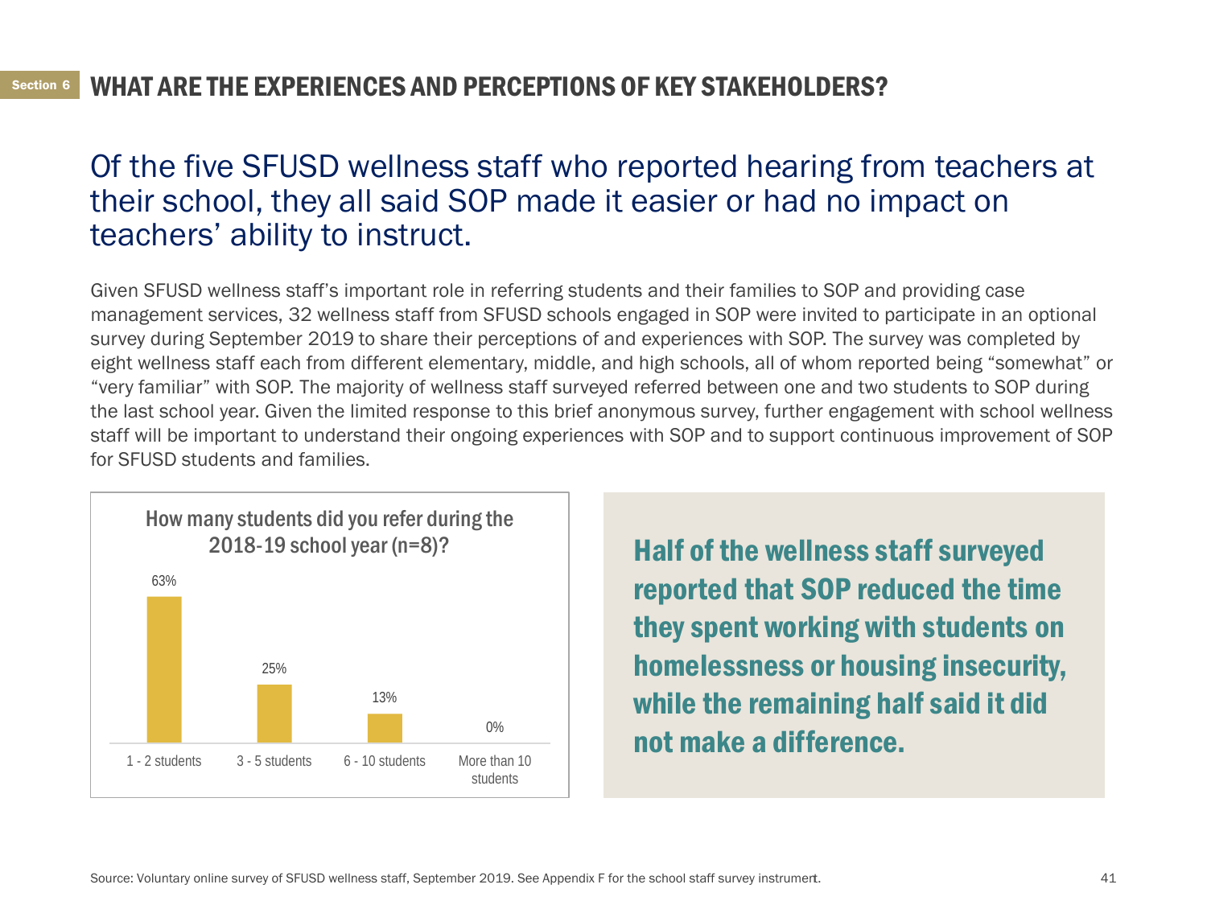## WHAT ARE THE EXPERIENCES AND PERCEPTIONS OF KEY STAKEHOLDERS?

# Of the five SFUSD wellness staff who reported hearing from teachers at their school, they all said SOP made it easier or had no impact on teachers' ability to instruct.

Given SFUSD wellness staff's important role in referring students and their families to SOP and providing case management services, 32 wellness staff from SFUSD schools engaged in SOP were invited to participate in an optional survey during September 2019 to share their perceptions of and experiences with SOP. The survey was completed by eight wellness staff each from different elementary, middle, and high schools, all of whom reported being "somewhat" or "very familiar" with SOP. The majority of wellness staff surveyed referred between one and two students to SOP during the last school year. Given the limited response to this brief anonymous survey, further engagement with school wellness staff will be important to understand their ongoing experiences with SOP and to support continuous improvement of SOP for SFUSD students and families.

**How many students did you refer during the 2018-19 school year (n=8)?**

| Number of students | Percent |
| --- | --- |
| 1 - 2 students | 63% |
| 3 - 5 students | 25% |
| 6 - 10 students | 13% |
| More than 10 students | 0% |

**Half of the wellness staff surveyed reported that SOP reduced the time they spent working with students on homelessness or housing insecurity, while the remaining half said it did not make a difference.**

Source: Voluntary online survey of SFUSD wellness staff, September 2019. See Appendix F for the school staff survey instrumert.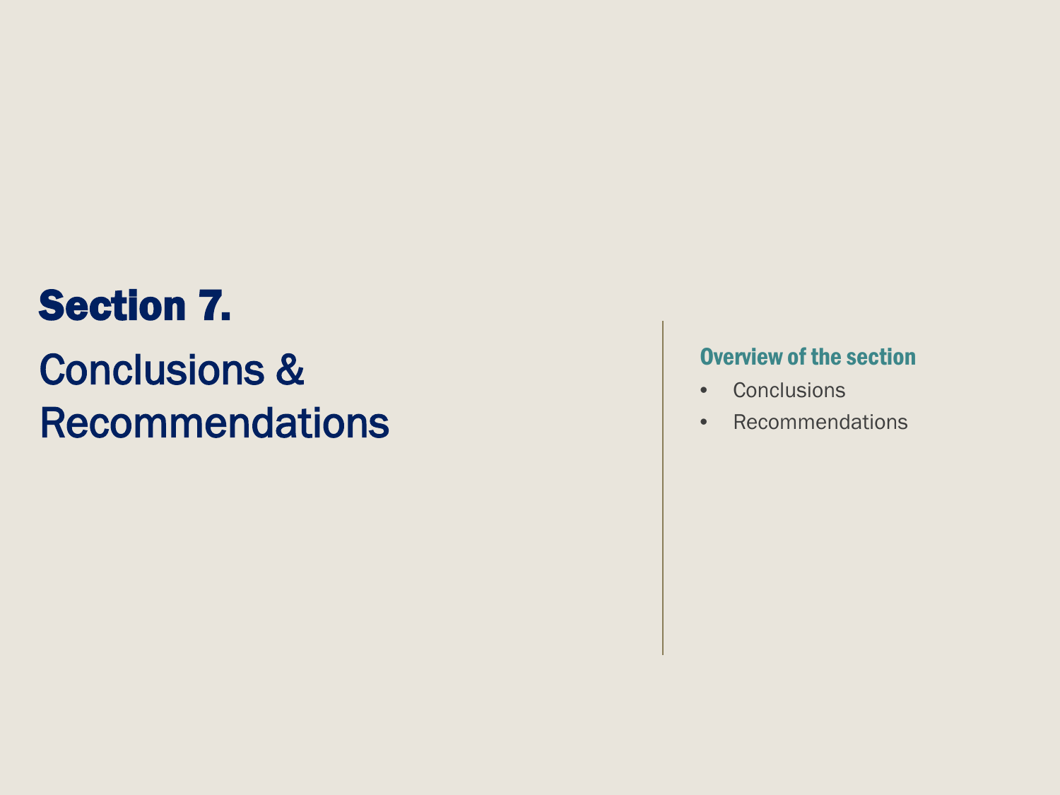# Section 7.

## Conclusions & Recommendations

**Overview of the section**

- Conclusions
- Recommendations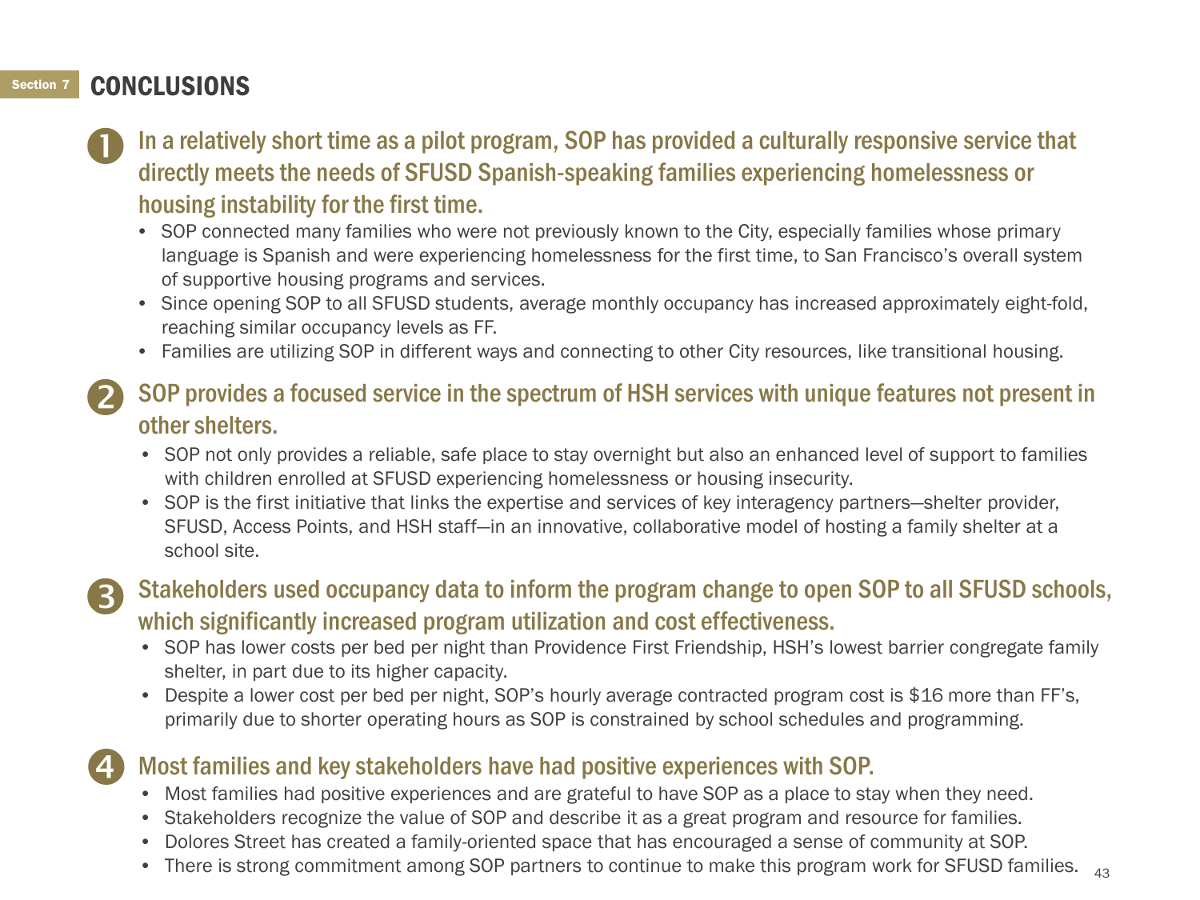Section 7

# CONCLUSIONS

1. **In a relatively short time as a pilot program, SOP has provided a culturally responsive service that directly meets the needs of SFUSD Spanish-speaking families experiencing homelessness or housing instability for the first time.**
   - SOP connected many families who were not previously known to the City, especially families whose primary language is Spanish and were experiencing homelessness for the first time, to San Francisco's overall system of supportive housing programs and services.
   - Since opening SOP to all SFUSD students, average monthly occupancy has increased approximately eight-fold, reaching similar occupancy levels as FF.
   - Families are utilizing SOP in different ways and connecting to other City resources, like transitional housing.

2. **SOP provides a focused service in the spectrum of HSH services with unique features not present in other shelters.**
   - SOP not only provides a reliable, safe place to stay overnight but also an enhanced level of support to families with children enrolled at SFUSD experiencing homelessness or housing insecurity.
   - SOP is the first initiative that links the expertise and services of key interagency partners—shelter provider, SFUSD, Access Points, and HSH staff—in an innovative, collaborative model of hosting a family shelter at a school site.

3. **Stakeholders used occupancy data to inform the program change to open SOP to all SFUSD schools, which significantly increased program utilization and cost effectiveness.**
   - SOP has lower costs per bed per night than Providence First Friendship, HSH's lowest barrier congregate family shelter, in part due to its higher capacity.
   - Despite a lower cost per bed per night, SOP's hourly average contracted program cost is $16 more than FF's, primarily due to shorter operating hours as SOP is constrained by school schedules and programming.

4. **Most families and key stakeholders have had positive experiences with SOP.**
   - Most families had positive experiences and are grateful to have SOP as a place to stay when they need.
   - Stakeholders recognize the value of SOP and describe it as a great program and resource for families.
   - Dolores Street has created a family-oriented space that has encouraged a sense of community at SOP.
   - There is strong commitment among SOP partners to continue to make this program work for SFUSD families.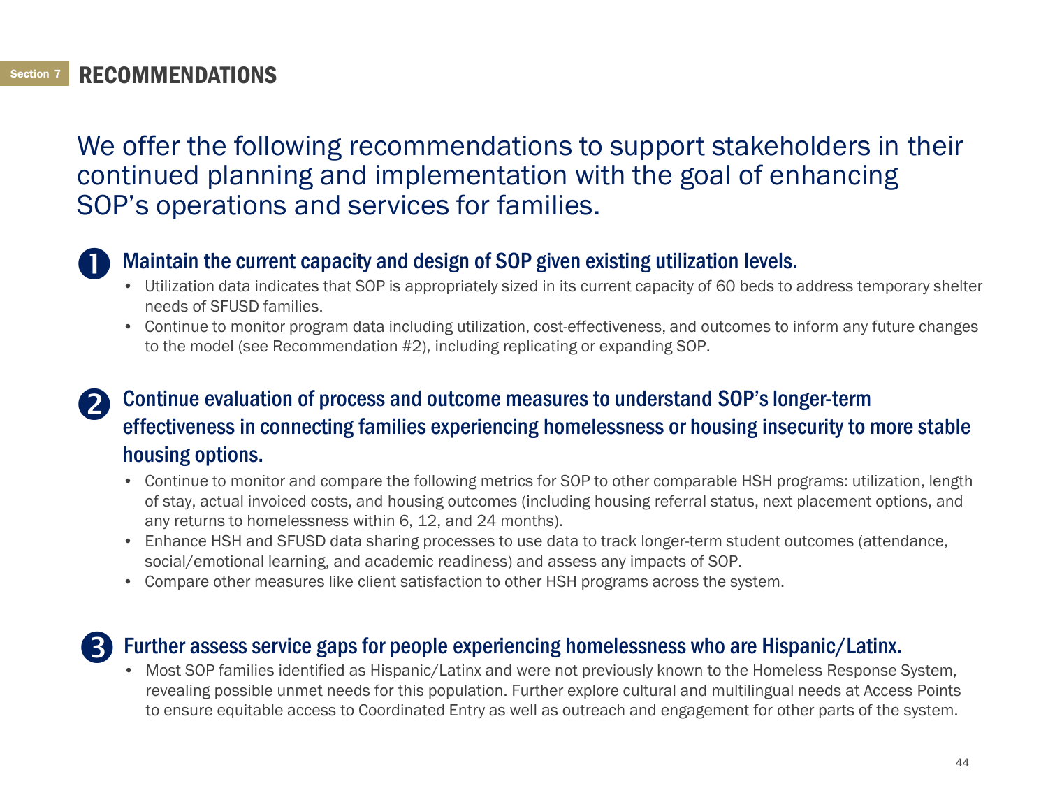Section 7

# RECOMMENDATIONS

We offer the following recommendations to support stakeholders in their continued planning and implementation with the goal of enhancing SOP's operations and services for families.

## 1. Maintain the current capacity and design of SOP given existing utilization levels.

- Utilization data indicates that SOP is appropriately sized in its current capacity of 60 beds to address temporary shelter needs of SFUSD families.
- Continue to monitor program data including utilization, cost-effectiveness, and outcomes to inform any future changes to the model (see Recommendation #2), including replicating or expanding SOP.

## 2. Continue evaluation of process and outcome measures to understand SOP's longer-term effectiveness in connecting families experiencing homelessness or housing insecurity to more stable housing options.

- Continue to monitor and compare the following metrics for SOP to other comparable HSH programs: utilization, length of stay, actual invoiced costs, and housing outcomes (including housing referral status, next placement options, and any returns to homelessness within 6, 12, and 24 months).
- Enhance HSH and SFUSD data sharing processes to use data to track longer-term student outcomes (attendance, social/emotional learning, and academic readiness) and assess any impacts of SOP.
- Compare other measures like client satisfaction to other HSH programs across the system.

## 3. Further assess service gaps for people experiencing homelessness who are Hispanic/Latinx.

- Most SOP families identified as Hispanic/Latinx and were not previously known to the Homeless Response System, revealing possible unmet needs for this population. Further explore cultural and multilingual needs at Access Points to ensure equitable access to Coordinated Entry as well as outreach and engagement for other parts of the system.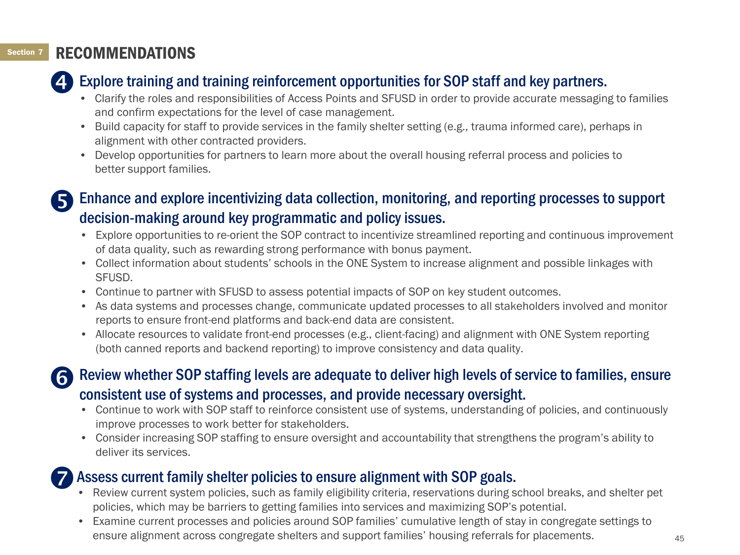Section 7

# RECOMMENDATIONS

## 4. Explore training and training reinforcement opportunities for SOP staff and key partners.

- Clarify the roles and responsibilities of Access Points and SFUSD in order to provide accurate messaging to families and confirm expectations for the level of case management.
- Build capacity for staff to provide services in the family shelter setting (e.g., trauma informed care), perhaps in alignment with other contracted providers.
- Develop opportunities for partners to learn more about the overall housing referral process and policies to better support families.

## 5. Enhance and explore incentivizing data collection, monitoring, and reporting processes to support decision-making around key programmatic and policy issues.

- Explore opportunities to re-orient the SOP contract to incentivize streamlined reporting and continuous improvement of data quality, such as rewarding strong performance with bonus payment.
- Collect information about students' schools in the ONE System to increase alignment and possible linkages with SFUSD.
- Continue to partner with SFUSD to assess potential impacts of SOP on key student outcomes.
- As data systems and processes change, communicate updated processes to all stakeholders involved and monitor reports to ensure front-end platforms and back-end data are consistent.
- Allocate resources to validate front-end processes (e.g., client-facing) and alignment with ONE System reporting (both canned reports and backend reporting) to improve consistency and data quality.

## 6. Review whether SOP staffing levels are adequate to deliver high levels of service to families, ensure consistent use of systems and processes, and provide necessary oversight.

- Continue to work with SOP staff to reinforce consistent use of systems, understanding of policies, and continuously improve processes to work better for stakeholders.
- Consider increasing SOP staffing to ensure oversight and accountability that strengthens the program's ability to deliver its services.

## 7. Assess current family shelter policies to ensure alignment with SOP goals.

- Review current system policies, such as family eligibility criteria, reservations during school breaks, and shelter pet policies, which may be barriers to getting families into services and maximizing SOP's potential.
- Examine current processes and policies around SOP families' cumulative length of stay in congregate settings to ensure alignment across congregate shelters and support families' housing referrals for placements.